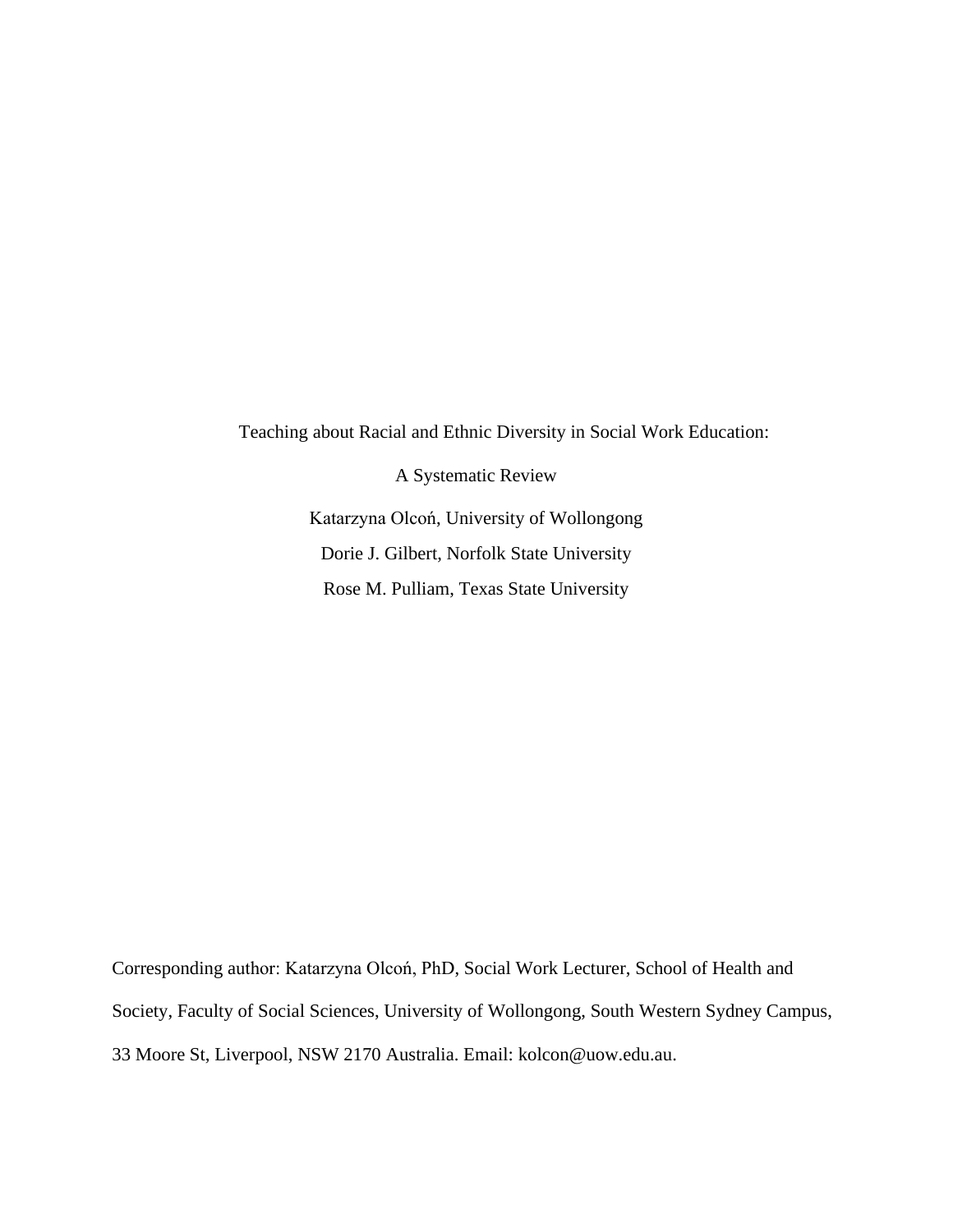# Teaching about Racial and Ethnic Diversity in Social Work Education:

## A Systematic Review

Katarzyna Olcoń, University of Wollongong

Dorie J. Gilbert, Norfolk State University

Rose M. Pulliam, Texas State University

Corresponding author: Katarzyna Olcoń, PhD, Social Work Lecturer, School of Health and Society, Faculty of Social Sciences, University of Wollongong, South Western Sydney Campus, 33 Moore St, Liverpool, NSW 2170 Australia. Email: kolcon@uow.edu.au.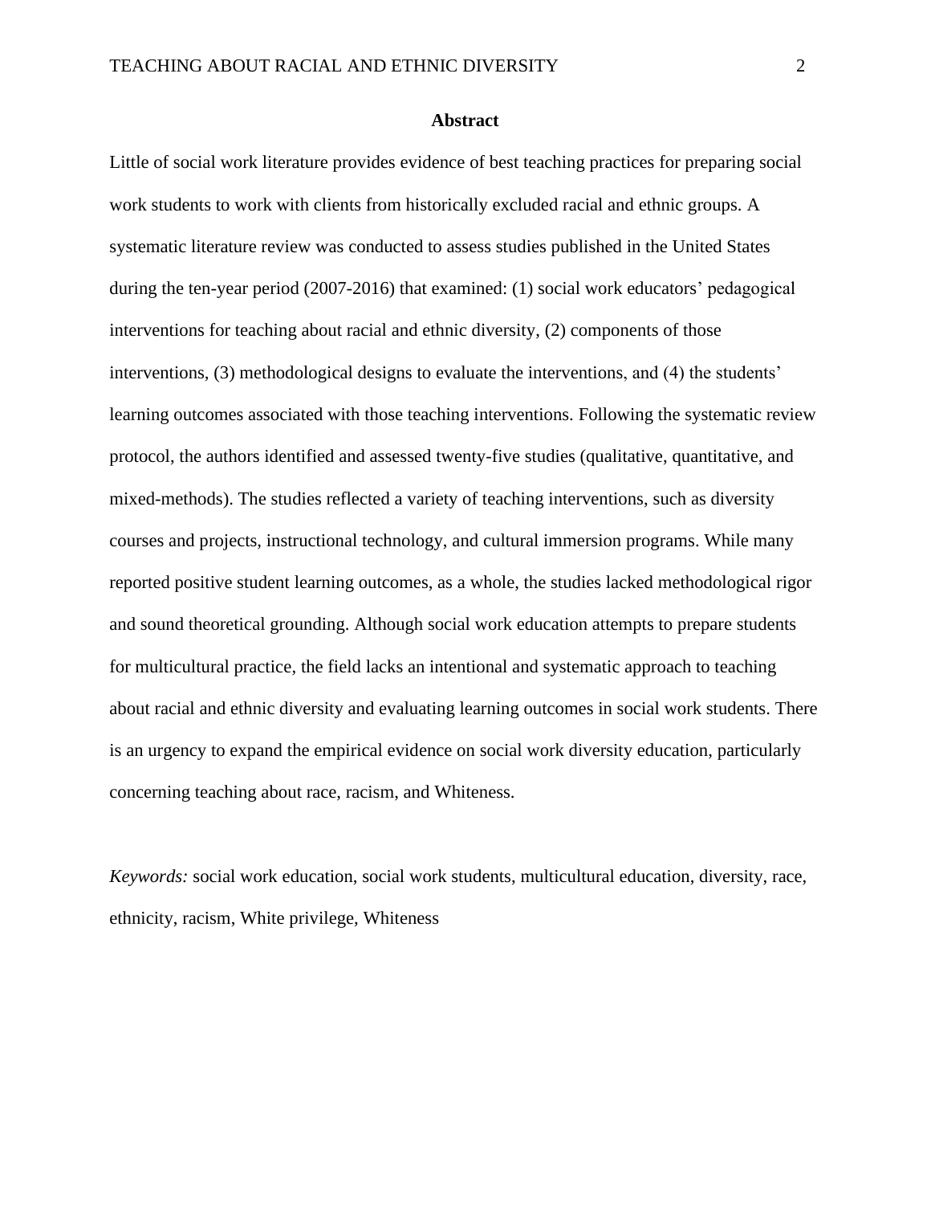## Abstract

Little of social work literature provides evidence of best teaching practices for preparing social work students to work with clients from historically excluded racial and ethnic groups. A systematic literature review was conducted to assess studies published in the United States during the ten-year period (2007-2016) that examined: (1) social work educators' pedagogical interventions for teaching about racial and ethnic diversity, (2) components of those interventions, (3) methodological designs to evaluate the interventions, and (4) the students' learning outcomes associated with those teaching interventions. Following the systematic review protocol, the authors identified and assessed twenty-five studies (qualitative, quantitative, and mixed-methods). The studies reflected a variety of teaching interventions, such as diversity courses and projects, instructional technology, and cultural immersion programs. While many reported positive student learning outcomes, as a whole, the studies lacked methodological rigor and sound theoretical grounding. Although social work education attempts to prepare students for multicultural practice, the field lacks an intentional and systematic approach to teaching about racial and ethnic diversity and evaluating learning outcomes in social work students. There is an urgency to expand the empirical evidence on social work diversity education, particularly concerning teaching about race, racism, and Whiteness.

*Keywords:* social work education, social work students, multicultural education, diversity, race, ethnicity, racism, White privilege, Whiteness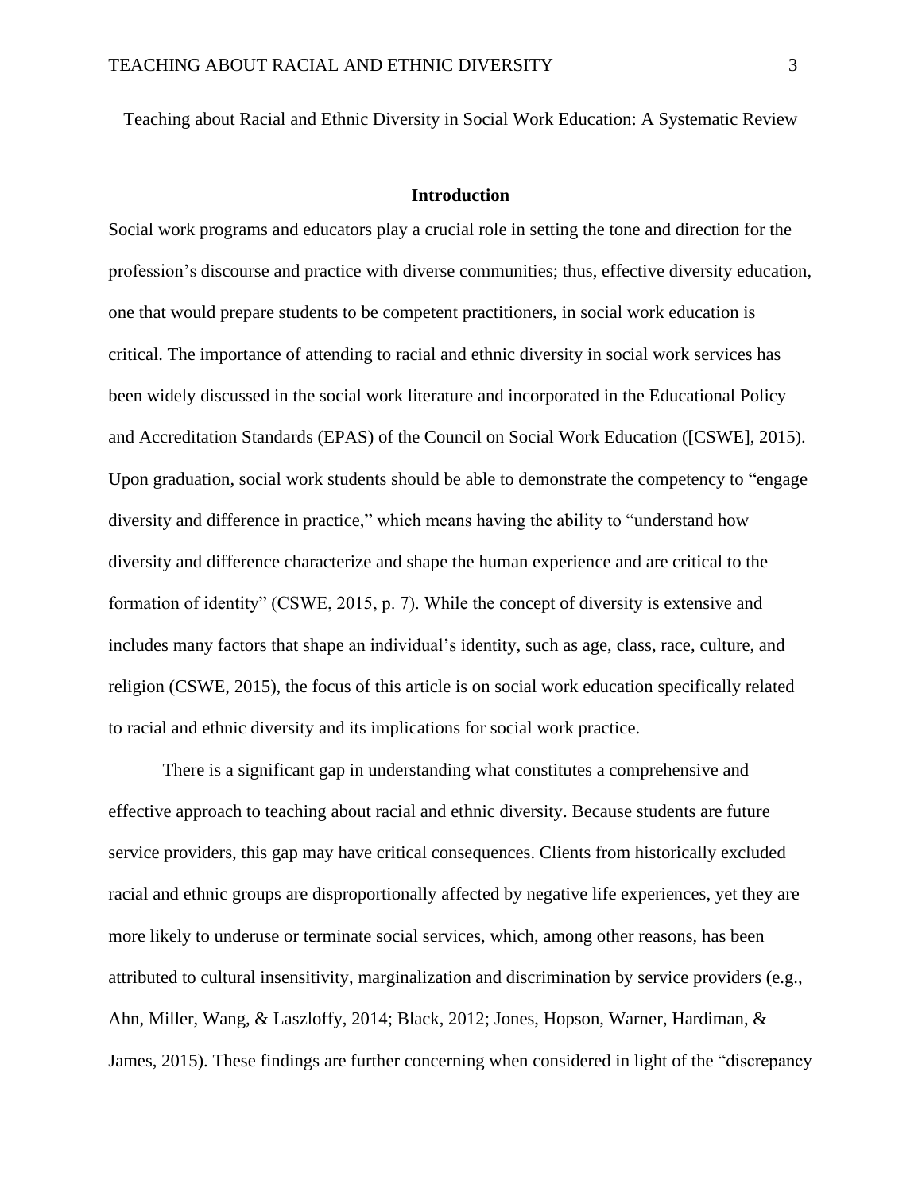Teaching about Racial and Ethnic Diversity in Social Work Education: A Systematic Review

## Introduction

Social work programs and educators play a crucial role in setting the tone and direction for the profession's discourse and practice with diverse communities; thus, effective diversity education, one that would prepare students to be competent practitioners, in social work education is critical. The importance of attending to racial and ethnic diversity in social work services has been widely discussed in the social work literature and incorporated in the Educational Policy and Accreditation Standards (EPAS) of the Council on Social Work Education ([CSWE], 2015). Upon graduation, social work students should be able to demonstrate the competency to "engage diversity and difference in practice," which means having the ability to "understand how diversity and difference characterize and shape the human experience and are critical to the formation of identity" (CSWE, 2015, p. 7). While the concept of diversity is extensive and includes many factors that shape an individual's identity, such as age, class, race, culture, and religion (CSWE, 2015), the focus of this article is on social work education specifically related to racial and ethnic diversity and its implications for social work practice.

There is a significant gap in understanding what constitutes a comprehensive and effective approach to teaching about racial and ethnic diversity. Because students are future service providers, this gap may have critical consequences. Clients from historically excluded racial and ethnic groups are disproportionally affected by negative life experiences, yet they are more likely to underuse or terminate social services, which, among other reasons, has been attributed to cultural insensitivity, marginalization and discrimination by service providers (e.g., Ahn, Miller, Wang, & Laszloffy, 2014; Black, 2012; Jones, Hopson, Warner, Hardiman, & James, 2015). These findings are further concerning when considered in light of the "discrepancy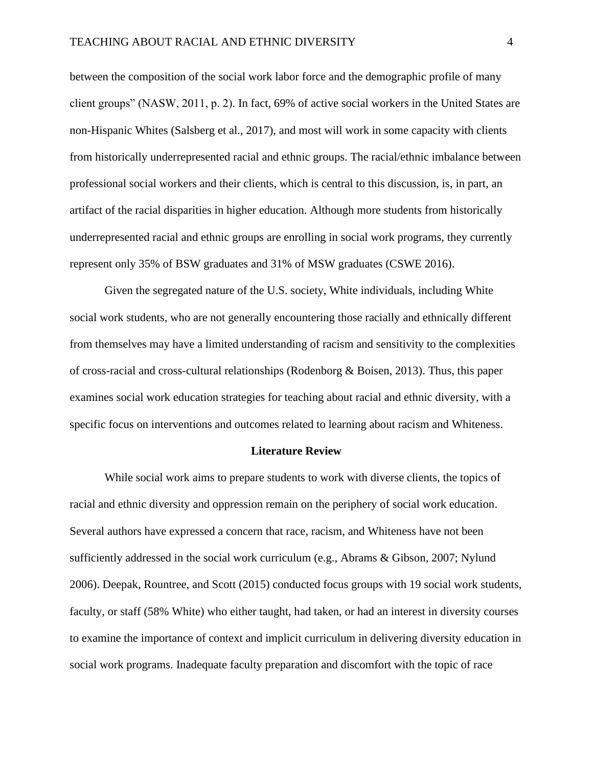between the composition of the social work labor force and the demographic profile of many client groups" (NASW, 2011, p. 2). In fact, 69% of active social workers in the United States are non-Hispanic Whites (Salsberg et al., 2017), and most will work in some capacity with clients from historically underrepresented racial and ethnic groups. The racial/ethnic imbalance between professional social workers and their clients, which is central to this discussion, is, in part, an artifact of the racial disparities in higher education. Although more students from historically underrepresented racial and ethnic groups are enrolling in social work programs, they currently represent only 35% of BSW graduates and 31% of MSW graduates (CSWE 2016).

Given the segregated nature of the U.S. society, White individuals, including White social work students, who are not generally encountering those racially and ethnically different from themselves may have a limited understanding of racism and sensitivity to the complexities of cross-racial and cross-cultural relationships (Rodenborg & Boisen, 2013). Thus, this paper examines social work education strategies for teaching about racial and ethnic diversity, with a specific focus on interventions and outcomes related to learning about racism and Whiteness.

## Literature Review

While social work aims to prepare students to work with diverse clients, the topics of racial and ethnic diversity and oppression remain on the periphery of social work education. Several authors have expressed a concern that race, racism, and Whiteness have not been sufficiently addressed in the social work curriculum (e.g., Abrams & Gibson, 2007; Nylund 2006). Deepak, Rountree, and Scott (2015) conducted focus groups with 19 social work students, faculty, or staff (58% White) who either taught, had taken, or had an interest in diversity courses to examine the importance of context and implicit curriculum in delivering diversity education in social work programs. Inadequate faculty preparation and discomfort with the topic of race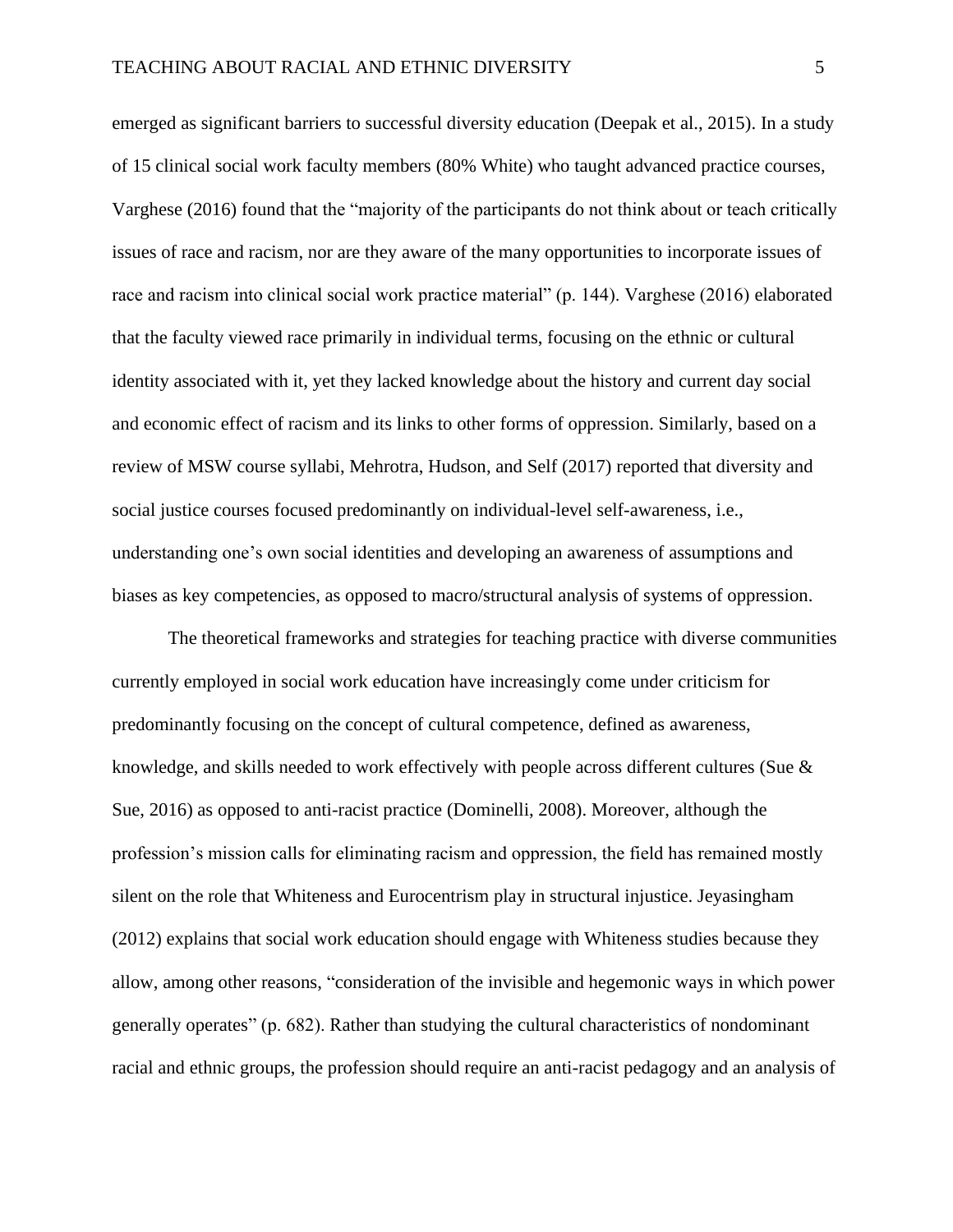emerged as significant barriers to successful diversity education (Deepak et al., 2015). In a study of 15 clinical social work faculty members (80% White) who taught advanced practice courses, Varghese (2016) found that the "majority of the participants do not think about or teach critically issues of race and racism, nor are they aware of the many opportunities to incorporate issues of race and racism into clinical social work practice material" (p. 144). Varghese (2016) elaborated that the faculty viewed race primarily in individual terms, focusing on the ethnic or cultural identity associated with it, yet they lacked knowledge about the history and current day social and economic effect of racism and its links to other forms of oppression. Similarly, based on a review of MSW course syllabi, Mehrotra, Hudson, and Self (2017) reported that diversity and social justice courses focused predominantly on individual-level self-awareness, i.e., understanding one's own social identities and developing an awareness of assumptions and biases as key competencies, as opposed to macro/structural analysis of systems of oppression.

The theoretical frameworks and strategies for teaching practice with diverse communities currently employed in social work education have increasingly come under criticism for predominantly focusing on the concept of cultural competence, defined as awareness, knowledge, and skills needed to work effectively with people across different cultures (Sue & Sue, 2016) as opposed to anti-racist practice (Dominelli, 2008). Moreover, although the profession's mission calls for eliminating racism and oppression, the field has remained mostly silent on the role that Whiteness and Eurocentrism play in structural injustice. Jeyasingham (2012) explains that social work education should engage with Whiteness studies because they allow, among other reasons, "consideration of the invisible and hegemonic ways in which power generally operates" (p. 682). Rather than studying the cultural characteristics of nondominant racial and ethnic groups, the profession should require an anti-racist pedagogy and an analysis of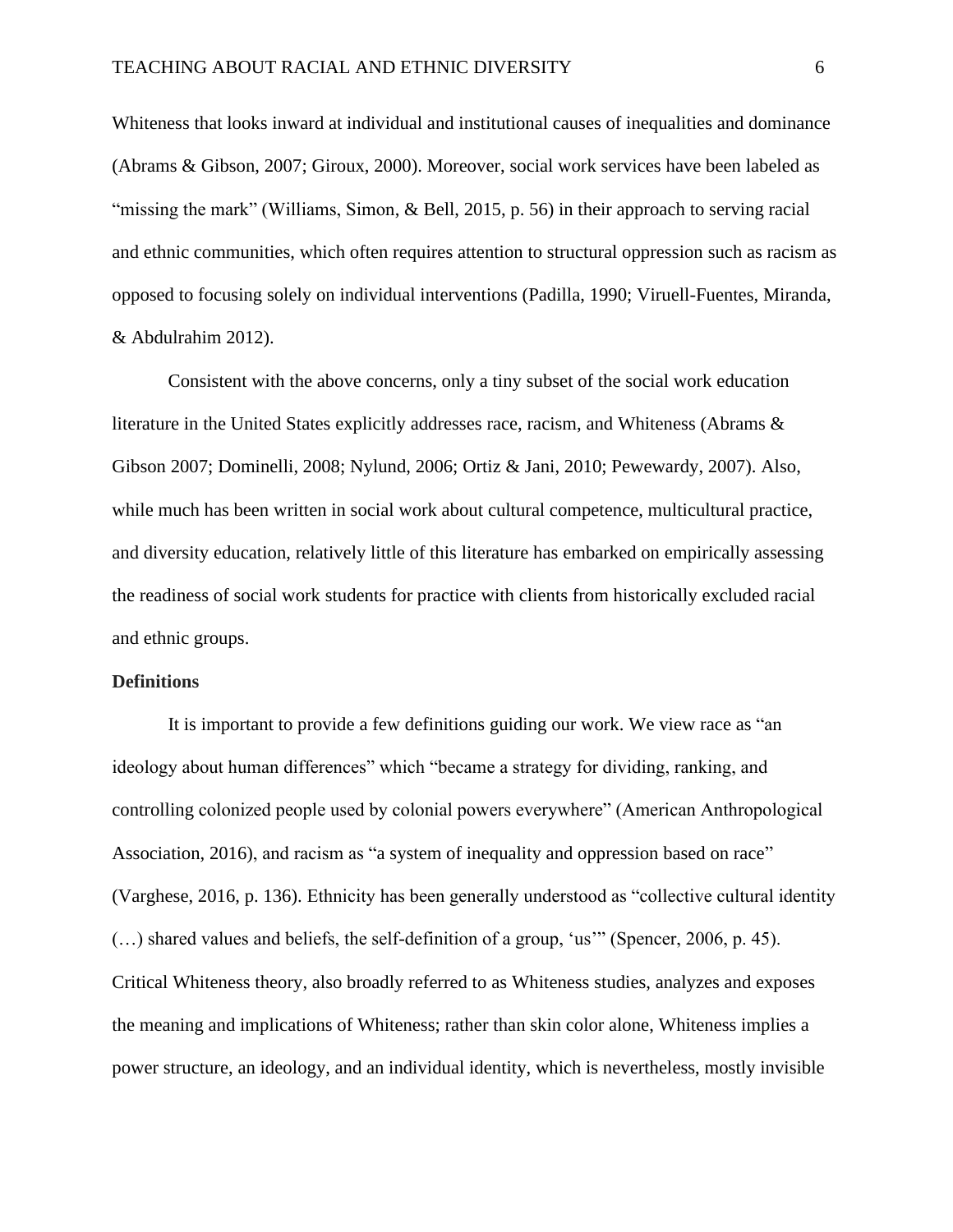Whiteness that looks inward at individual and institutional causes of inequalities and dominance (Abrams & Gibson, 2007; Giroux, 2000). Moreover, social work services have been labeled as "missing the mark" (Williams, Simon, & Bell, 2015, p. 56) in their approach to serving racial and ethnic communities, which often requires attention to structural oppression such as racism as opposed to focusing solely on individual interventions (Padilla, 1990; Viruell-Fuentes, Miranda, & Abdulrahim 2012).

Consistent with the above concerns, only a tiny subset of the social work education literature in the United States explicitly addresses race, racism, and Whiteness (Abrams & Gibson 2007; Dominelli, 2008; Nylund, 2006; Ortiz & Jani, 2010; Pewewardy, 2007). Also, while much has been written in social work about cultural competence, multicultural practice, and diversity education, relatively little of this literature has embarked on empirically assessing the readiness of social work students for practice with clients from historically excluded racial and ethnic groups.

**Definitions**

It is important to provide a few definitions guiding our work. We view race as "an ideology about human differences" which "became a strategy for dividing, ranking, and controlling colonized people used by colonial powers everywhere" (American Anthropological Association, 2016), and racism as "a system of inequality and oppression based on race" (Varghese, 2016, p. 136). Ethnicity has been generally understood as "collective cultural identity (…) shared values and beliefs, the self-definition of a group, 'us'" (Spencer, 2006, p. 45). Critical Whiteness theory, also broadly referred to as Whiteness studies, analyzes and exposes the meaning and implications of Whiteness; rather than skin color alone, Whiteness implies a power structure, an ideology, and an individual identity, which is nevertheless, mostly invisible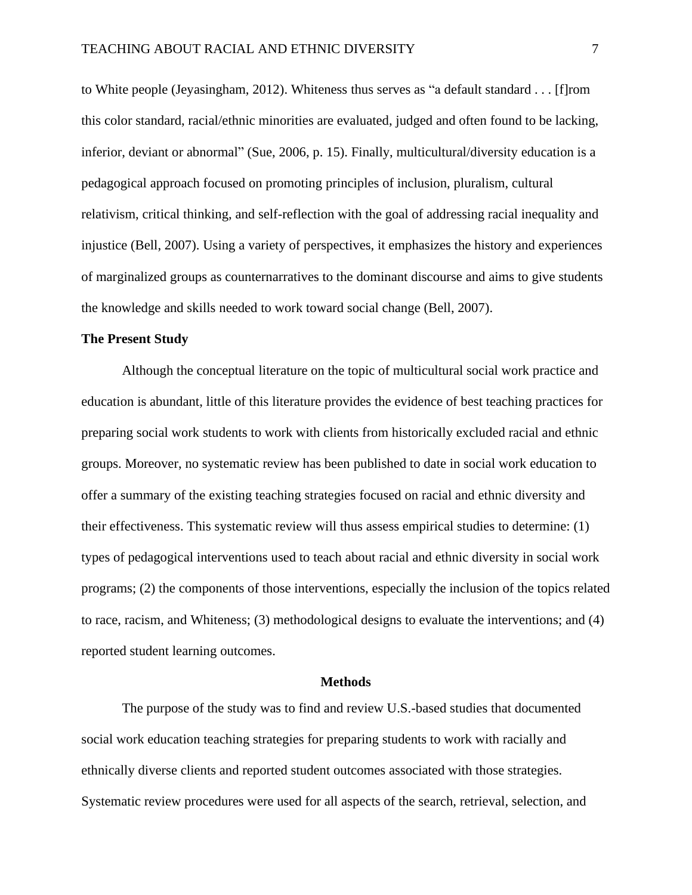to White people (Jeyasingham, 2012). Whiteness thus serves as "a default standard . . . [f]rom this color standard, racial/ethnic minorities are evaluated, judged and often found to be lacking, inferior, deviant or abnormal" (Sue, 2006, p. 15). Finally, multicultural/diversity education is a pedagogical approach focused on promoting principles of inclusion, pluralism, cultural relativism, critical thinking, and self-reflection with the goal of addressing racial inequality and injustice (Bell, 2007). Using a variety of perspectives, it emphasizes the history and experiences of marginalized groups as counternarratives to the dominant discourse and aims to give students the knowledge and skills needed to work toward social change (Bell, 2007).

### The Present Study

Although the conceptual literature on the topic of multicultural social work practice and education is abundant, little of this literature provides the evidence of best teaching practices for preparing social work students to work with clients from historically excluded racial and ethnic groups. Moreover, no systematic review has been published to date in social work education to offer a summary of the existing teaching strategies focused on racial and ethnic diversity and their effectiveness. This systematic review will thus assess empirical studies to determine: (1) types of pedagogical interventions used to teach about racial and ethnic diversity in social work programs; (2) the components of those interventions, especially the inclusion of the topics related to race, racism, and Whiteness; (3) methodological designs to evaluate the interventions; and (4) reported student learning outcomes.

## Methods

The purpose of the study was to find and review U.S.-based studies that documented social work education teaching strategies for preparing students to work with racially and ethnically diverse clients and reported student outcomes associated with those strategies. Systematic review procedures were used for all aspects of the search, retrieval, selection, and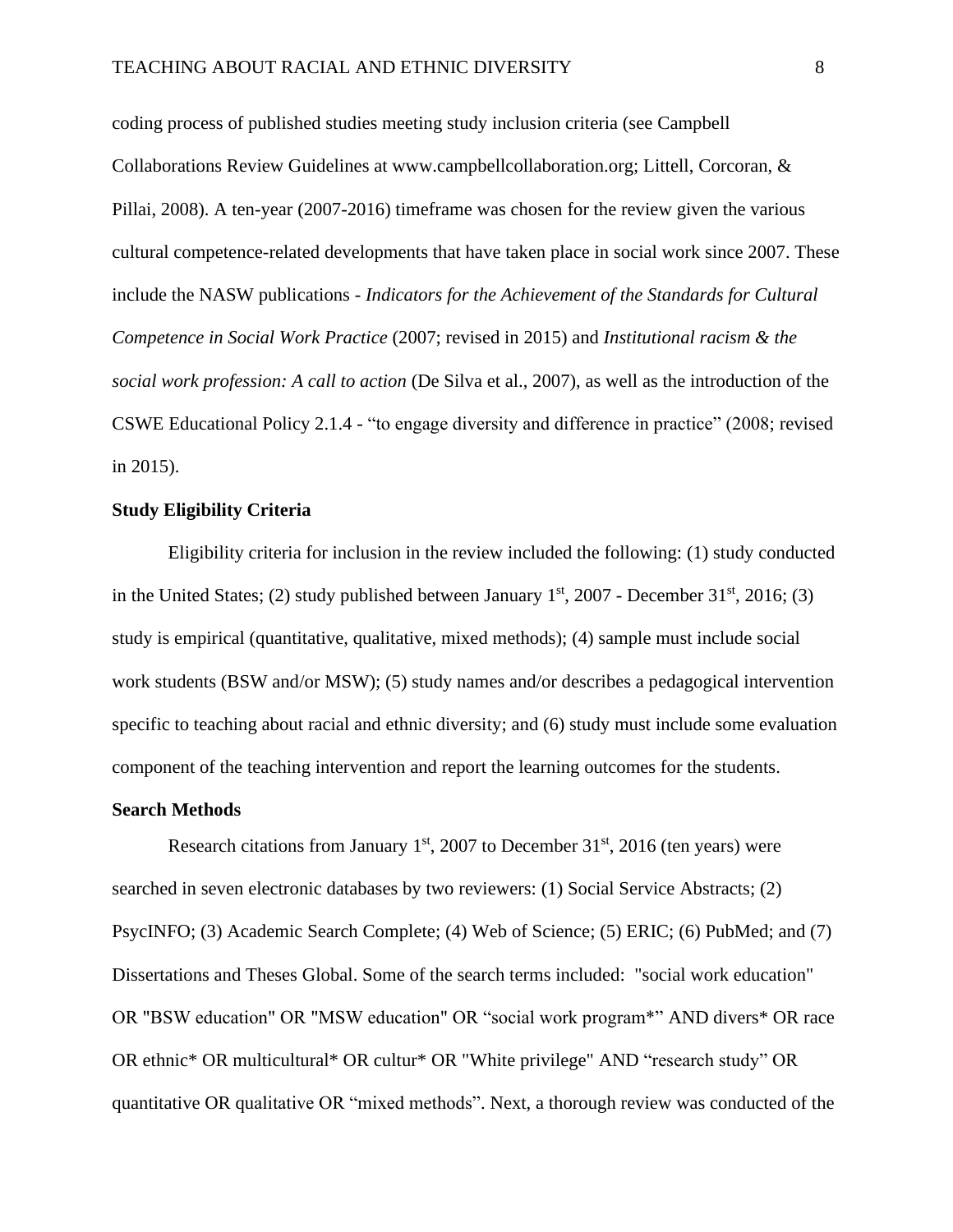coding process of published studies meeting study inclusion criteria (see Campbell Collaborations Review Guidelines at www.campbellcollaboration.org; Littell, Corcoran, & Pillai, 2008). A ten-year (2007-2016) timeframe was chosen for the review given the various cultural competence-related developments that have taken place in social work since 2007. These include the NASW publications - *Indicators for the Achievement of the Standards for Cultural Competence in Social Work Practice* (2007; revised in 2015) and *Institutional racism & the social work profession: A call to action* (De Silva et al., 2007), as well as the introduction of the CSWE Educational Policy 2.1.4 - "to engage diversity and difference in practice" (2008; revised in 2015).

### Study Eligibility Criteria

Eligibility criteria for inclusion in the review included the following: (1) study conducted in the United States; (2) study published between January 1st, 2007 - December 31st, 2016; (3) study is empirical (quantitative, qualitative, mixed methods); (4) sample must include social work students (BSW and/or MSW); (5) study names and/or describes a pedagogical intervention specific to teaching about racial and ethnic diversity; and (6) study must include some evaluation component of the teaching intervention and report the learning outcomes for the students.

### Search Methods

Research citations from January 1st, 2007 to December 31st, 2016 (ten years) were searched in seven electronic databases by two reviewers: (1) Social Service Abstracts; (2) PsycINFO; (3) Academic Search Complete; (4) Web of Science; (5) ERIC; (6) PubMed; and (7) Dissertations and Theses Global. Some of the search terms included: "social work education" OR "BSW education" OR "MSW education" OR "social work program*" AND divers* OR race OR ethnic* OR multicultural* OR cultur* OR "White privilege" AND "research study" OR quantitative OR qualitative OR "mixed methods". Next, a thorough review was conducted of the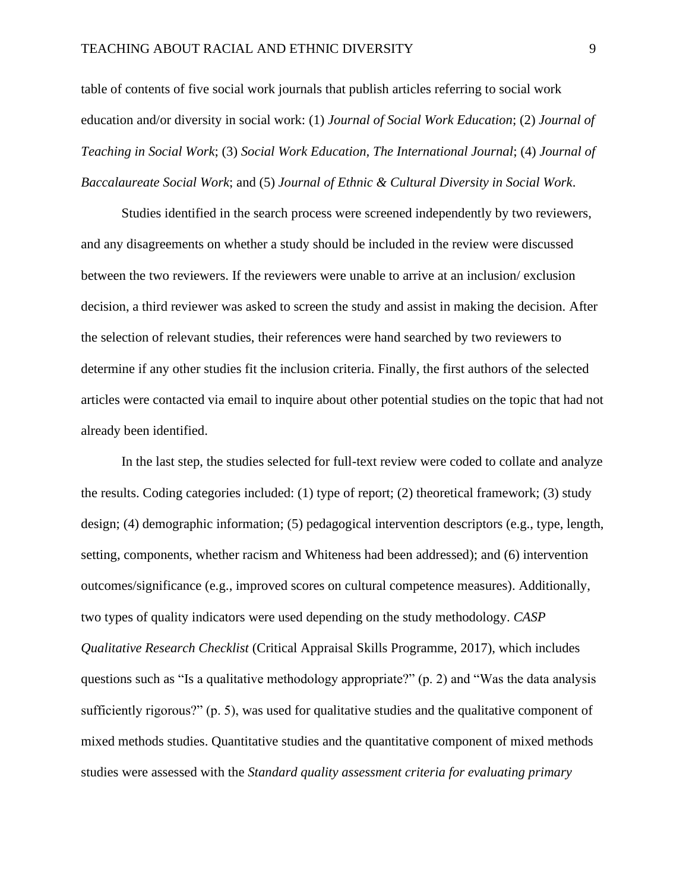table of contents of five social work journals that publish articles referring to social work education and/or diversity in social work: (1) *Journal of Social Work Education*; (2) *Journal of Teaching in Social Work*; (3) *Social Work Education, The International Journal*; (4) *Journal of Baccalaureate Social Work*; and (5) *Journal of Ethnic & Cultural Diversity in Social Work*.

Studies identified in the search process were screened independently by two reviewers, and any disagreements on whether a study should be included in the review were discussed between the two reviewers. If the reviewers were unable to arrive at an inclusion/ exclusion decision, a third reviewer was asked to screen the study and assist in making the decision. After the selection of relevant studies, their references were hand searched by two reviewers to determine if any other studies fit the inclusion criteria. Finally, the first authors of the selected articles were contacted via email to inquire about other potential studies on the topic that had not already been identified.

In the last step, the studies selected for full-text review were coded to collate and analyze the results. Coding categories included: (1) type of report; (2) theoretical framework; (3) study design; (4) demographic information; (5) pedagogical intervention descriptors (e.g., type, length, setting, components, whether racism and Whiteness had been addressed); and (6) intervention outcomes/significance (e.g., improved scores on cultural competence measures). Additionally, two types of quality indicators were used depending on the study methodology. *CASP Qualitative Research Checklist* (Critical Appraisal Skills Programme, 2017), which includes questions such as "Is a qualitative methodology appropriate?" (p. 2) and "Was the data analysis sufficiently rigorous?" (p. 5), was used for qualitative studies and the qualitative component of mixed methods studies. Quantitative studies and the quantitative component of mixed methods studies were assessed with the *Standard quality assessment criteria for evaluating primary*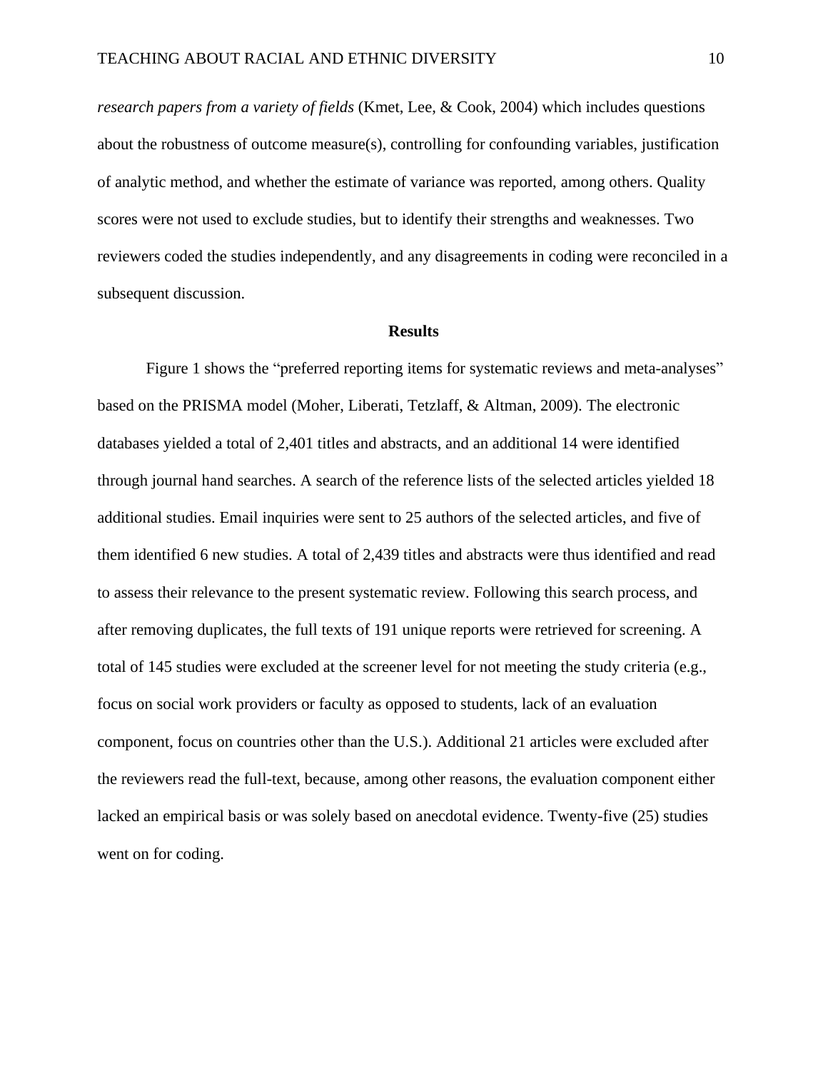*research papers from a variety of fields* (Kmet, Lee, & Cook, 2004) which includes questions about the robustness of outcome measure(s), controlling for confounding variables, justification of analytic method, and whether the estimate of variance was reported, among others. Quality scores were not used to exclude studies, but to identify their strengths and weaknesses. Two reviewers coded the studies independently, and any disagreements in coding were reconciled in a subsequent discussion.

## Results

Figure 1 shows the "preferred reporting items for systematic reviews and meta-analyses" based on the PRISMA model (Moher, Liberati, Tetzlaff, & Altman, 2009). The electronic databases yielded a total of 2,401 titles and abstracts, and an additional 14 were identified through journal hand searches. A search of the reference lists of the selected articles yielded 18 additional studies. Email inquiries were sent to 25 authors of the selected articles, and five of them identified 6 new studies. A total of 2,439 titles and abstracts were thus identified and read to assess their relevance to the present systematic review. Following this search process, and after removing duplicates, the full texts of 191 unique reports were retrieved for screening. A total of 145 studies were excluded at the screener level for not meeting the study criteria (e.g., focus on social work providers or faculty as opposed to students, lack of an evaluation component, focus on countries other than the U.S.). Additional 21 articles were excluded after the reviewers read the full-text, because, among other reasons, the evaluation component either lacked an empirical basis or was solely based on anecdotal evidence. Twenty-five (25) studies went on for coding.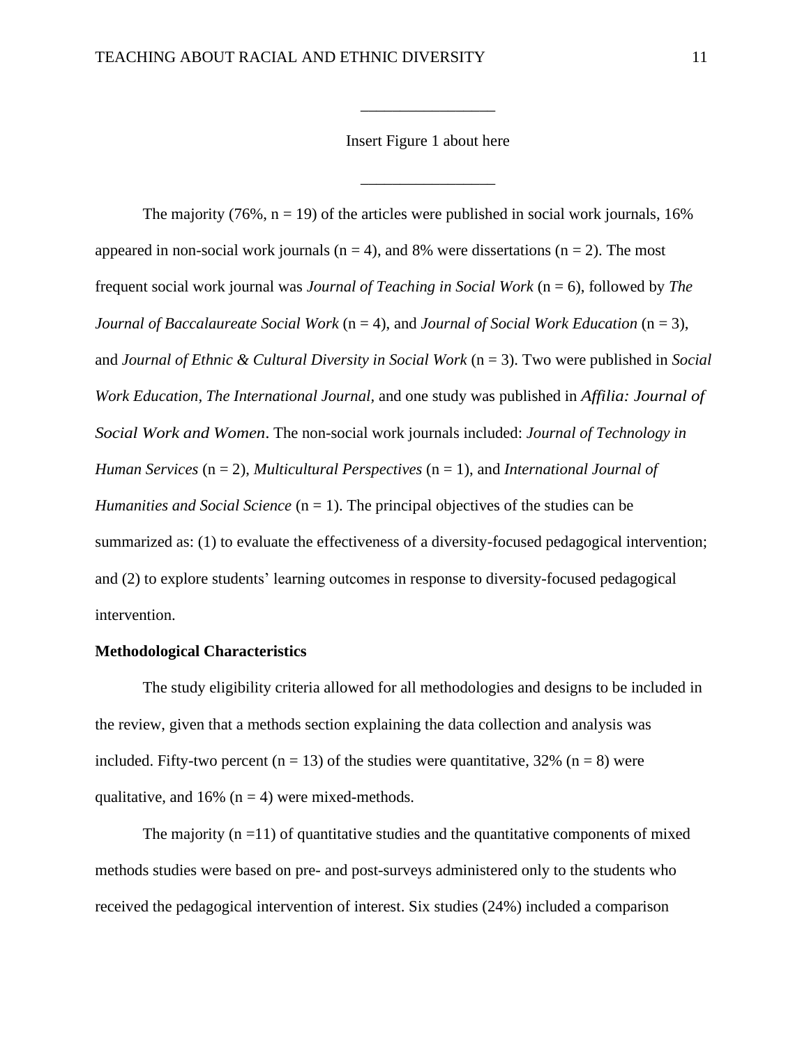________________

Insert Figure 1 about here

________________

The majority (76%, n = 19) of the articles were published in social work journals, 16% appeared in non-social work journals (n = 4), and 8% were dissertations (n = 2). The most frequent social work journal was *Journal of Teaching in Social Work* (n = 6), followed by *The Journal of Baccalaureate Social Work* (n = 4), and *Journal of Social Work Education* (n = 3), and *Journal of Ethnic & Cultural Diversity in Social Work* (n = 3). Two were published in *Social Work Education, The International Journal,* and one study was published in *Affilia: Journal of Social Work and Women*. The non-social work journals included: *Journal of Technology in Human Services* (n = 2), *Multicultural Perspectives* (n = 1), and *International Journal of Humanities and Social Science* (n = 1). The principal objectives of the studies can be summarized as: (1) to evaluate the effectiveness of a diversity-focused pedagogical intervention; and (2) to explore students' learning outcomes in response to diversity-focused pedagogical intervention.

**Methodological Characteristics**

The study eligibility criteria allowed for all methodologies and designs to be included in the review, given that a methods section explaining the data collection and analysis was included. Fifty-two percent (n = 13) of the studies were quantitative, 32% (n = 8) were qualitative, and 16% (n = 4) were mixed-methods.

The majority (n =11) of quantitative studies and the quantitative components of mixed methods studies were based on pre- and post-surveys administered only to the students who received the pedagogical intervention of interest. Six studies (24%) included a comparison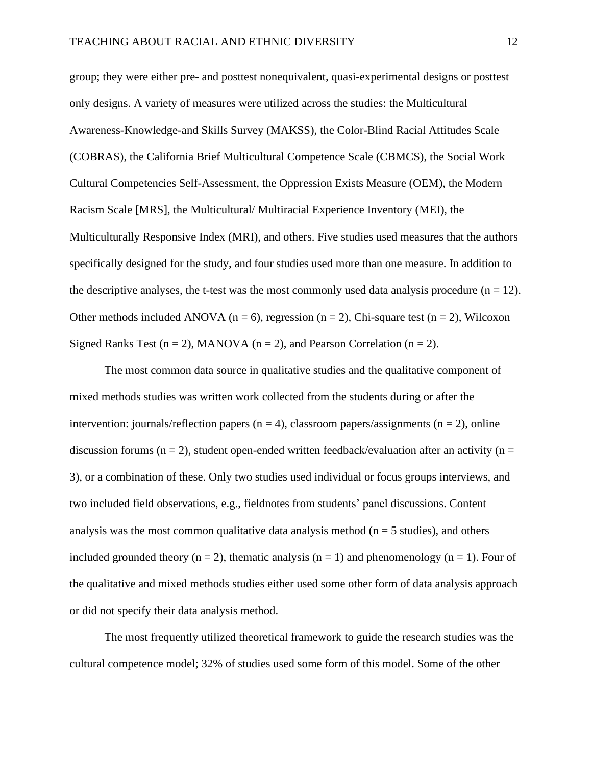group; they were either pre- and posttest nonequivalent, quasi-experimental designs or posttest only designs. A variety of measures were utilized across the studies: the Multicultural Awareness-Knowledge-and Skills Survey (MAKSS), the Color-Blind Racial Attitudes Scale (COBRAS), the California Brief Multicultural Competence Scale (CBMCS), the Social Work Cultural Competencies Self-Assessment, the Oppression Exists Measure (OEM), the Modern Racism Scale [MRS], the Multicultural/ Multiracial Experience Inventory (MEI), the Multiculturally Responsive Index (MRI), and others. Five studies used measures that the authors specifically designed for the study, and four studies used more than one measure. In addition to the descriptive analyses, the t-test was the most commonly used data analysis procedure ($n = 12$). Other methods included ANOVA ($n = 6$), regression ($n = 2$), Chi-square test ($n = 2$), Wilcoxon Signed Ranks Test ($n = 2$), MANOVA ($n = 2$), and Pearson Correlation ($n = 2$).

The most common data source in qualitative studies and the qualitative component of mixed methods studies was written work collected from the students during or after the intervention: journals/reflection papers ($n = 4$), classroom papers/assignments ($n = 2$), online discussion forums ($n = 2$), student open-ended written feedback/evaluation after an activity ($n = 3$), or a combination of these. Only two studies used individual or focus groups interviews, and two included field observations, e.g., fieldnotes from students' panel discussions. Content analysis was the most common qualitative data analysis method ($n = 5$ studies), and others included grounded theory ($n = 2$), thematic analysis ($n = 1$) and phenomenology ($n = 1$). Four of the qualitative and mixed methods studies either used some other form of data analysis approach or did not specify their data analysis method.

The most frequently utilized theoretical framework to guide the research studies was the cultural competence model; 32% of studies used some form of this model. Some of the other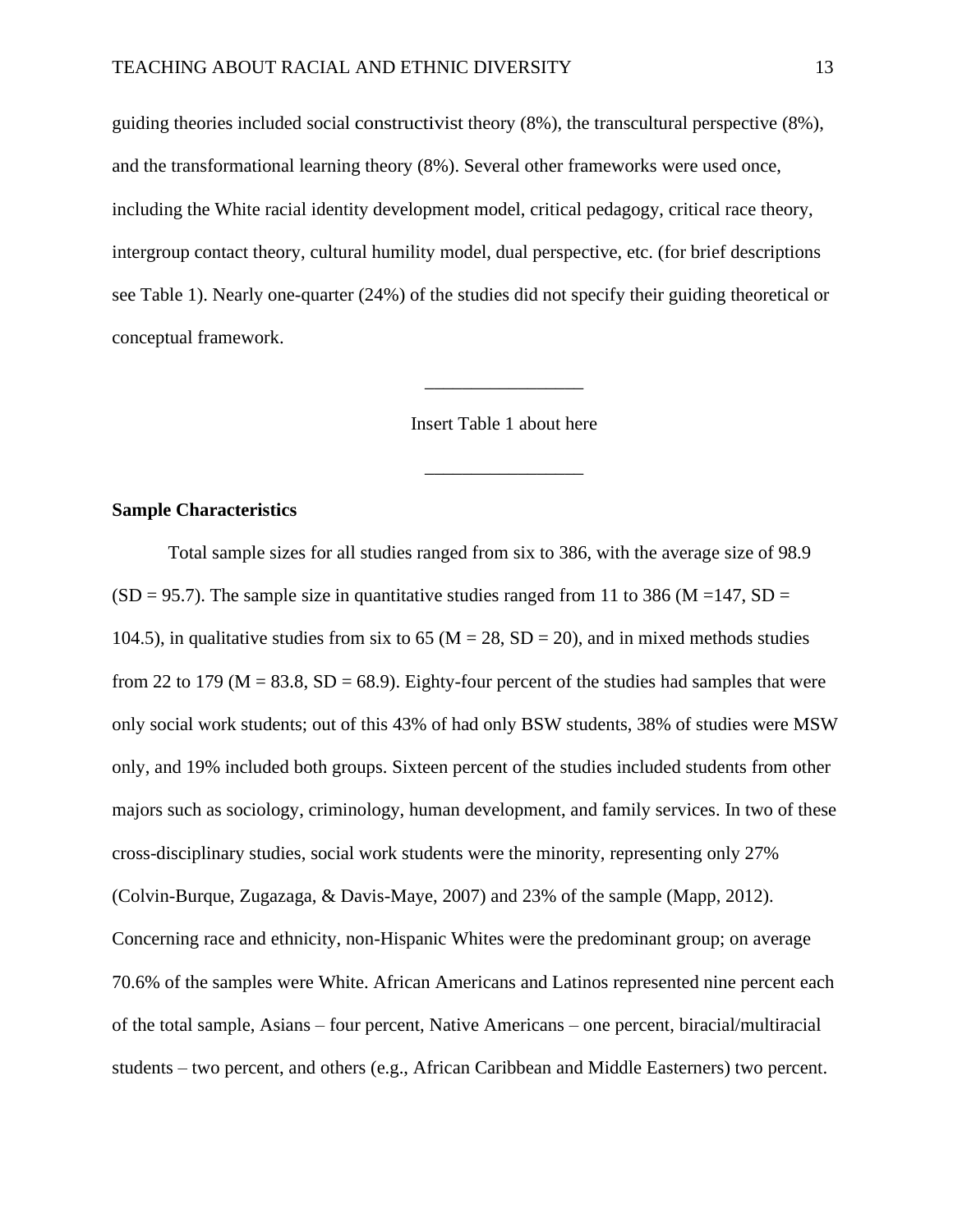guiding theories included social constructivist theory (8%), the transcultural perspective (8%), and the transformational learning theory (8%). Several other frameworks were used once, including the White racial identity development model, critical pedagogy, critical race theory, intergroup contact theory, cultural humility model, dual perspective, etc. (for brief descriptions see Table 1). Nearly one-quarter (24%) of the studies did not specify their guiding theoretical or conceptual framework.

\_\_\_\_\_\_\_\_\_\_\_\_\_\_\_\_\_

Insert Table 1 about here

\_\_\_\_\_\_\_\_\_\_\_\_\_\_\_\_\_

**Sample Characteristics**

Total sample sizes for all studies ranged from six to 386, with the average size of 98.9 (SD = 95.7). The sample size in quantitative studies ranged from 11 to 386 (M =147, SD = 104.5), in qualitative studies from six to 65 (M = 28, SD = 20), and in mixed methods studies from 22 to 179 (M = 83.8, SD = 68.9). Eighty-four percent of the studies had samples that were only social work students; out of this 43% of had only BSW students, 38% of studies were MSW only, and 19% included both groups. Sixteen percent of the studies included students from other majors such as sociology, criminology, human development, and family services. In two of these cross-disciplinary studies, social work students were the minority, representing only 27% (Colvin-Burque, Zugazaga, & Davis-Maye, 2007) and 23% of the sample (Mapp, 2012). Concerning race and ethnicity, non-Hispanic Whites were the predominant group; on average 70.6% of the samples were White. African Americans and Latinos represented nine percent each of the total sample, Asians – four percent, Native Americans – one percent, biracial/multiracial students – two percent, and others (e.g., African Caribbean and Middle Easterners) two percent.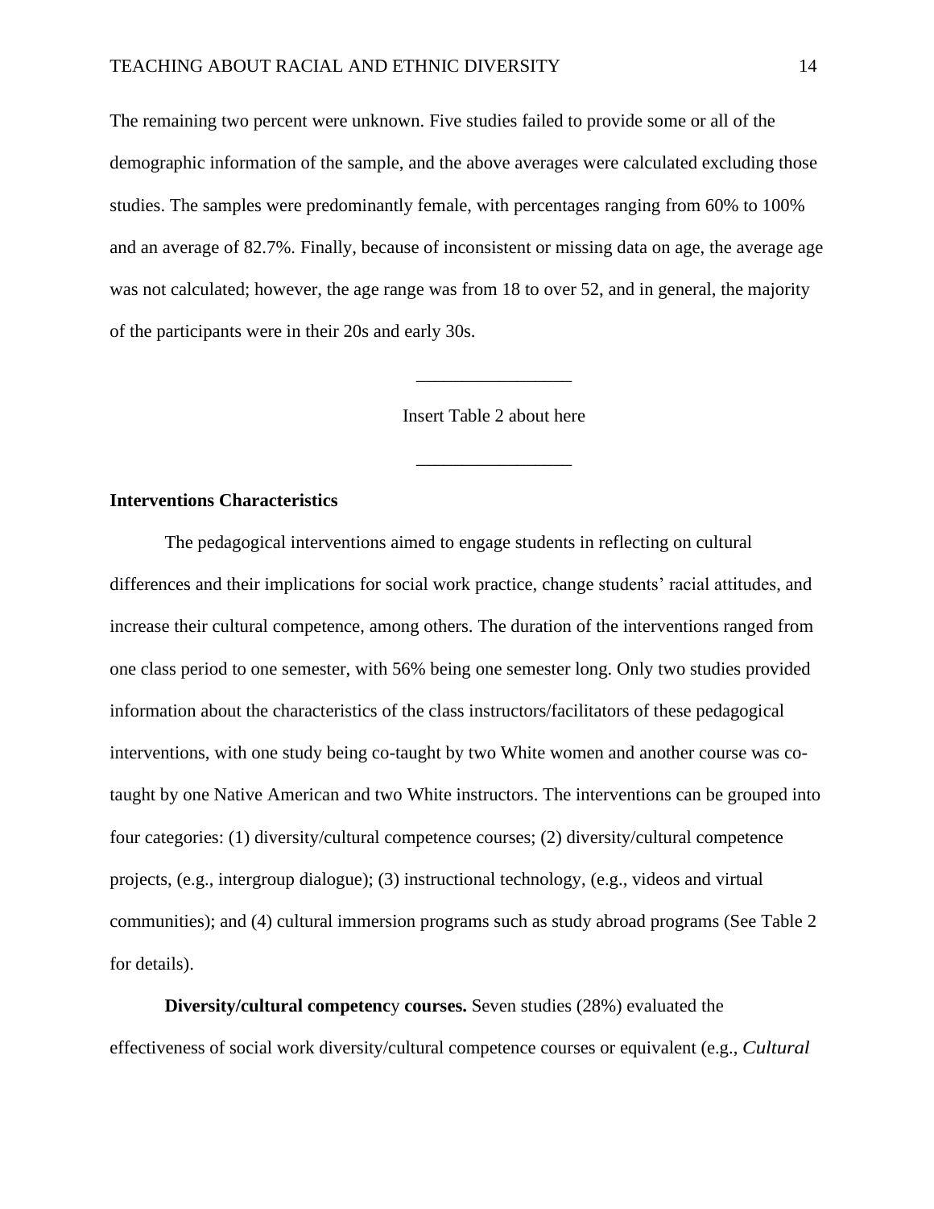The remaining two percent were unknown. Five studies failed to provide some or all of the demographic information of the sample, and the above averages were calculated excluding those studies. The samples were predominantly female, with percentages ranging from 60% to 100% and an average of 82.7%. Finally, because of inconsistent or missing data on age, the average age was not calculated; however, the age range was from 18 to over 52, and in general, the majority of the participants were in their 20s and early 30s.

_________________

Insert Table 2 about here

_________________

**Interventions Characteristics**

The pedagogical interventions aimed to engage students in reflecting on cultural differences and their implications for social work practice, change students' racial attitudes, and increase their cultural competence, among others. The duration of the interventions ranged from one class period to one semester, with 56% being one semester long. Only two studies provided information about the characteristics of the class instructors/facilitators of these pedagogical interventions, with one study being co-taught by two White women and another course was co-taught by one Native American and two White instructors. The interventions can be grouped into four categories: (1) diversity/cultural competence courses; (2) diversity/cultural competence projects, (e.g., intergroup dialogue); (3) instructional technology, (e.g., videos and virtual communities); and (4) cultural immersion programs such as study abroad programs (See Table 2 for details).

**Diversity/cultural competency courses.** Seven studies (28%) evaluated the effectiveness of social work diversity/cultural competence courses or equivalent (e.g., *Cultural*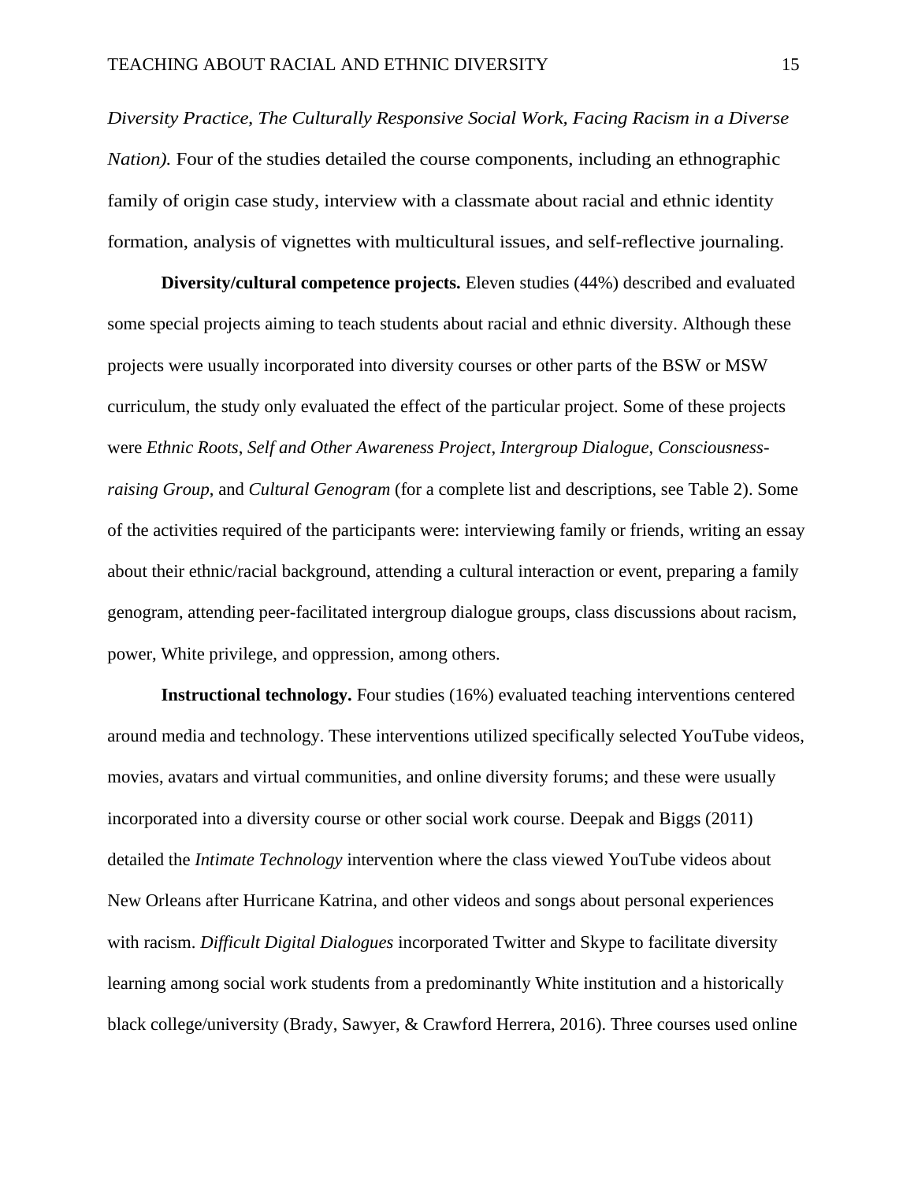*Diversity Practice, The Culturally Responsive Social Work, Facing Racism in a Diverse Nation).* Four of the studies detailed the course components, including an ethnographic family of origin case study, interview with a classmate about racial and ethnic identity formation, analysis of vignettes with multicultural issues, and self-reflective journaling.

**Diversity/cultural competence projects.** Eleven studies (44%) described and evaluated some special projects aiming to teach students about racial and ethnic diversity. Although these projects were usually incorporated into diversity courses or other parts of the BSW or MSW curriculum, the study only evaluated the effect of the particular project. Some of these projects were *Ethnic Roots*, *Self and Other Awareness Project*, *Intergroup Dialogue*, *Consciousness-raising Group*, and *Cultural Genogram* (for a complete list and descriptions, see Table 2). Some of the activities required of the participants were: interviewing family or friends, writing an essay about their ethnic/racial background, attending a cultural interaction or event, preparing a family genogram, attending peer-facilitated intergroup dialogue groups, class discussions about racism, power, White privilege, and oppression, among others.

**Instructional technology.** Four studies (16%) evaluated teaching interventions centered around media and technology. These interventions utilized specifically selected YouTube videos, movies, avatars and virtual communities, and online diversity forums; and these were usually incorporated into a diversity course or other social work course. Deepak and Biggs (2011) detailed the *Intimate Technology* intervention where the class viewed YouTube videos about New Orleans after Hurricane Katrina, and other videos and songs about personal experiences with racism. *Difficult Digital Dialogues* incorporated Twitter and Skype to facilitate diversity learning among social work students from a predominantly White institution and a historically black college/university (Brady, Sawyer, & Crawford Herrera, 2016). Three courses used online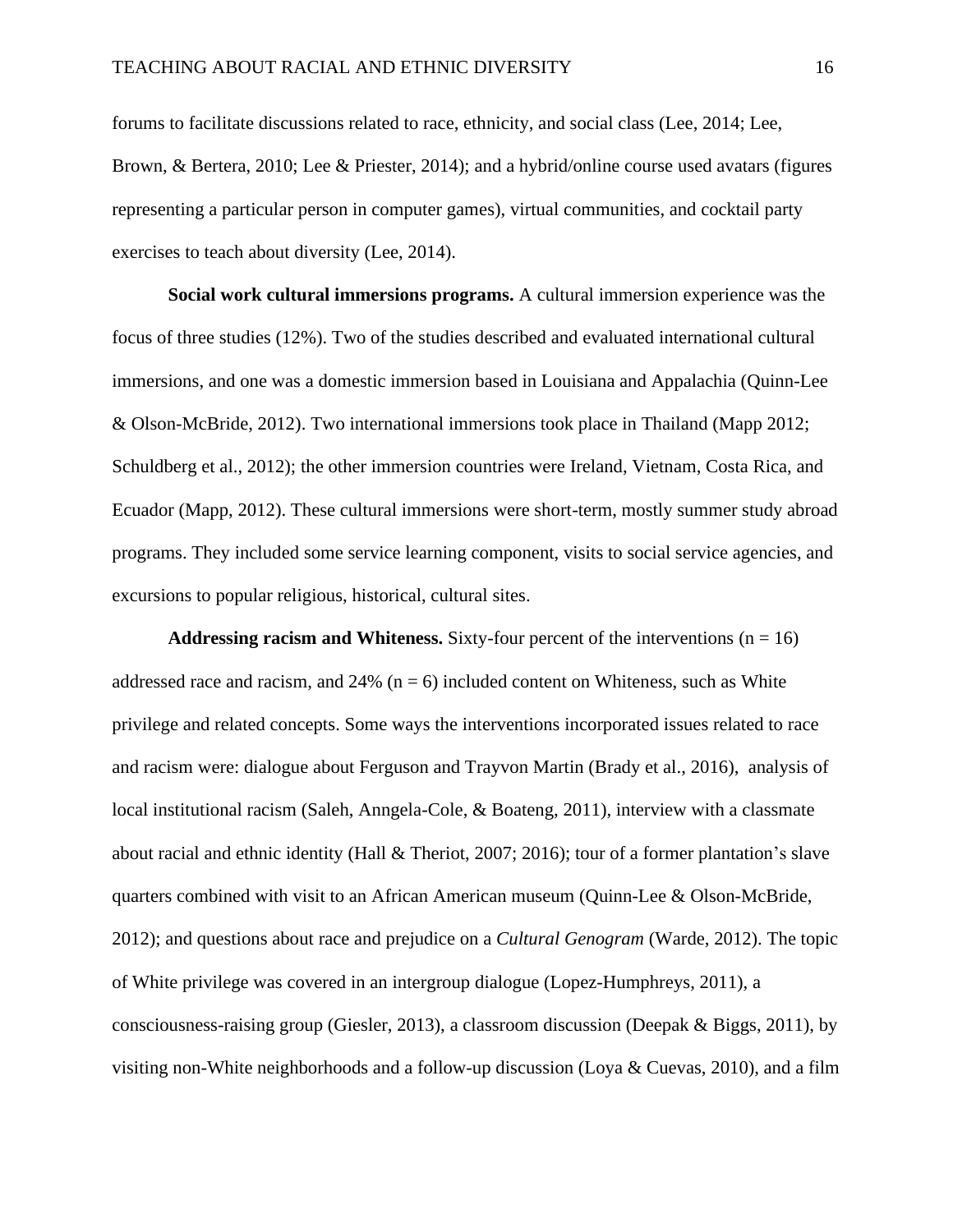forums to facilitate discussions related to race, ethnicity, and social class (Lee, 2014; Lee, Brown, & Bertera, 2010; Lee & Priester, 2014); and a hybrid/online course used avatars (figures representing a particular person in computer games), virtual communities, and cocktail party exercises to teach about diversity (Lee, 2014).

**Social work cultural immersions programs.** A cultural immersion experience was the focus of three studies (12%). Two of the studies described and evaluated international cultural immersions, and one was a domestic immersion based in Louisiana and Appalachia (Quinn-Lee & Olson-McBride, 2012). Two international immersions took place in Thailand (Mapp 2012; Schuldberg et al., 2012); the other immersion countries were Ireland, Vietnam, Costa Rica, and Ecuador (Mapp, 2012). These cultural immersions were short-term, mostly summer study abroad programs. They included some service learning component, visits to social service agencies, and excursions to popular religious, historical, cultural sites.

**Addressing racism and Whiteness.** Sixty-four percent of the interventions (n = 16) addressed race and racism, and 24% (n = 6) included content on Whiteness, such as White privilege and related concepts. Some ways the interventions incorporated issues related to race and racism were: dialogue about Ferguson and Trayvon Martin (Brady et al., 2016), analysis of local institutional racism (Saleh, Anngela-Cole, & Boateng, 2011), interview with a classmate about racial and ethnic identity (Hall & Theriot, 2007; 2016); tour of a former plantation's slave quarters combined with visit to an African American museum (Quinn-Lee & Olson-McBride, 2012); and questions about race and prejudice on a *Cultural Genogram* (Warde, 2012). The topic of White privilege was covered in an intergroup dialogue (Lopez-Humphreys, 2011), a consciousness-raising group (Giesler, 2013), a classroom discussion (Deepak & Biggs, 2011), by visiting non-White neighborhoods and a follow-up discussion (Loya & Cuevas, 2010), and a film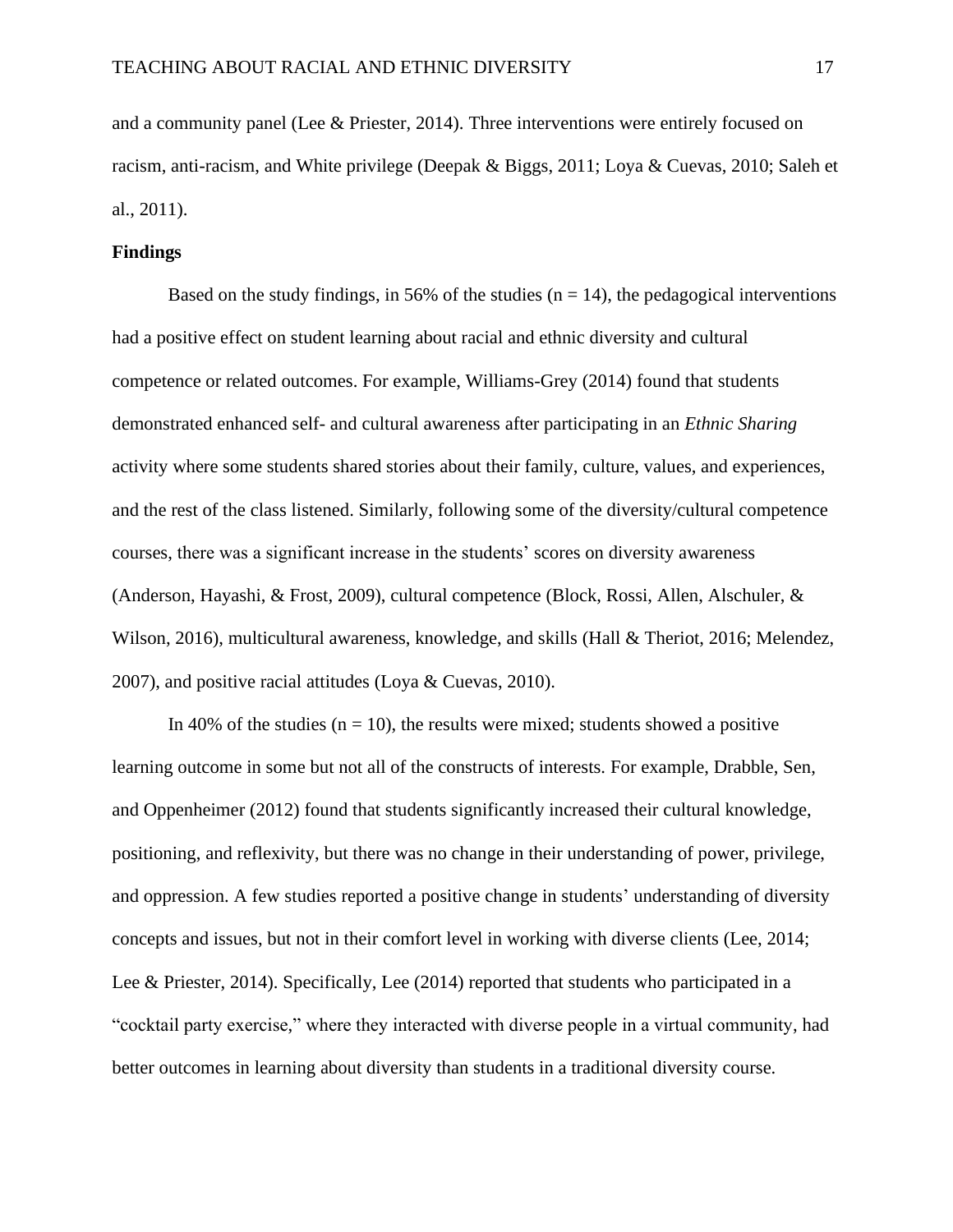and a community panel (Lee & Priester, 2014). Three interventions were entirely focused on racism, anti-racism, and White privilege (Deepak & Biggs, 2011; Loya & Cuevas, 2010; Saleh et al., 2011).

**Findings**

Based on the study findings, in 56% of the studies (n = 14), the pedagogical interventions had a positive effect on student learning about racial and ethnic diversity and cultural competence or related outcomes. For example, Williams-Grey (2014) found that students demonstrated enhanced self- and cultural awareness after participating in an *Ethnic Sharing* activity where some students shared stories about their family, culture, values, and experiences, and the rest of the class listened. Similarly, following some of the diversity/cultural competence courses, there was a significant increase in the students' scores on diversity awareness (Anderson, Hayashi, & Frost, 2009), cultural competence (Block, Rossi, Allen, Alschuler, & Wilson, 2016), multicultural awareness, knowledge, and skills (Hall & Theriot, 2016; Melendez, 2007), and positive racial attitudes (Loya & Cuevas, 2010).

In 40% of the studies (n = 10), the results were mixed; students showed a positive learning outcome in some but not all of the constructs of interests. For example, Drabble, Sen, and Oppenheimer (2012) found that students significantly increased their cultural knowledge, positioning, and reflexivity, but there was no change in their understanding of power, privilege, and oppression. A few studies reported a positive change in students' understanding of diversity concepts and issues, but not in their comfort level in working with diverse clients (Lee, 2014; Lee & Priester, 2014). Specifically, Lee (2014) reported that students who participated in a "cocktail party exercise," where they interacted with diverse people in a virtual community, had better outcomes in learning about diversity than students in a traditional diversity course.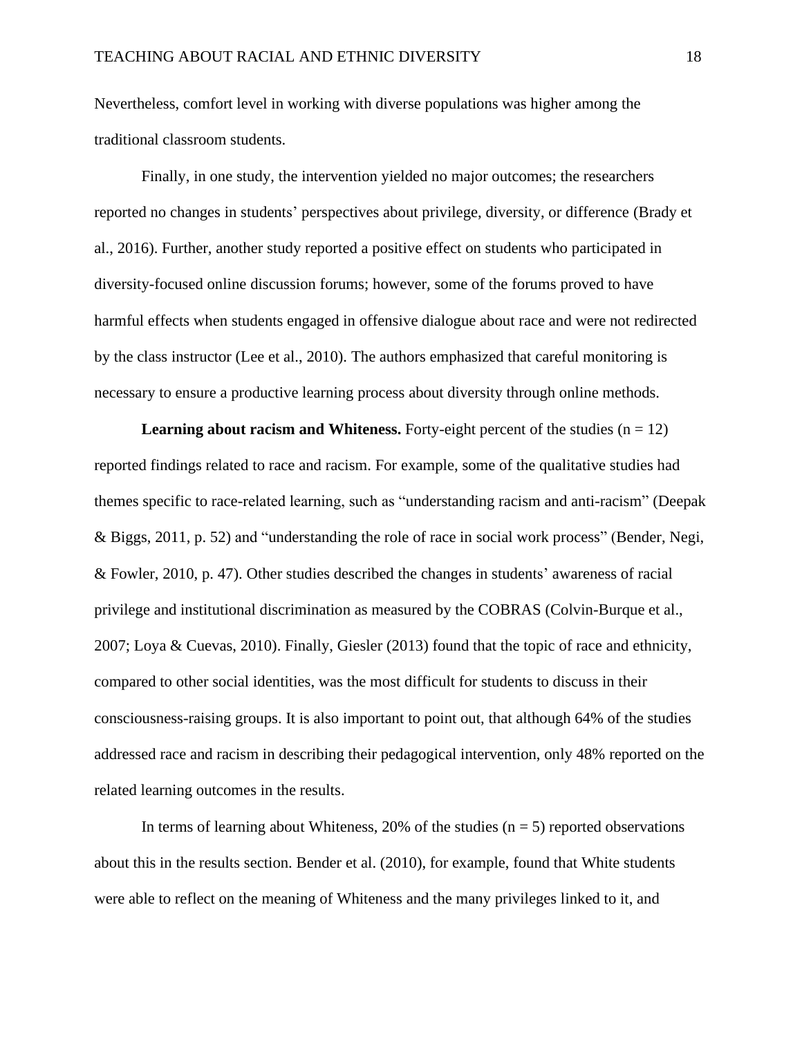Nevertheless, comfort level in working with diverse populations was higher among the traditional classroom students.

Finally, in one study, the intervention yielded no major outcomes; the researchers reported no changes in students' perspectives about privilege, diversity, or difference (Brady et al., 2016). Further, another study reported a positive effect on students who participated in diversity-focused online discussion forums; however, some of the forums proved to have harmful effects when students engaged in offensive dialogue about race and were not redirected by the class instructor (Lee et al., 2010). The authors emphasized that careful monitoring is necessary to ensure a productive learning process about diversity through online methods.

**Learning about racism and Whiteness.** Forty-eight percent of the studies (n = 12) reported findings related to race and racism. For example, some of the qualitative studies had themes specific to race-related learning, such as "understanding racism and anti-racism" (Deepak & Biggs, 2011, p. 52) and "understanding the role of race in social work process" (Bender, Negi, & Fowler, 2010, p. 47). Other studies described the changes in students' awareness of racial privilege and institutional discrimination as measured by the COBRAS (Colvin-Burque et al., 2007; Loya & Cuevas, 2010). Finally, Giesler (2013) found that the topic of race and ethnicity, compared to other social identities, was the most difficult for students to discuss in their consciousness-raising groups. It is also important to point out, that although 64% of the studies addressed race and racism in describing their pedagogical intervention, only 48% reported on the related learning outcomes in the results.

In terms of learning about Whiteness, 20% of the studies (n = 5) reported observations about this in the results section. Bender et al. (2010), for example, found that White students were able to reflect on the meaning of Whiteness and the many privileges linked to it, and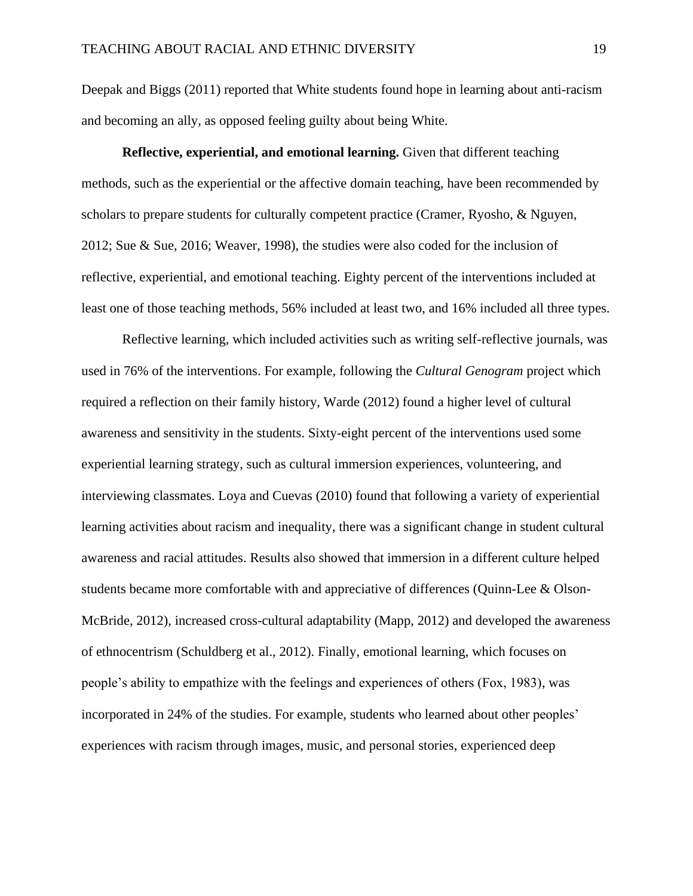Deepak and Biggs (2011) reported that White students found hope in learning about anti-racism and becoming an ally, as opposed feeling guilty about being White.

**Reflective, experiential, and emotional learning.** Given that different teaching methods, such as the experiential or the affective domain teaching, have been recommended by scholars to prepare students for culturally competent practice (Cramer, Ryosho, & Nguyen, 2012; Sue & Sue, 2016; Weaver, 1998), the studies were also coded for the inclusion of reflective, experiential, and emotional teaching. Eighty percent of the interventions included at least one of those teaching methods, 56% included at least two, and 16% included all three types.

Reflective learning, which included activities such as writing self-reflective journals, was used in 76% of the interventions. For example, following the *Cultural Genogram* project which required a reflection on their family history, Warde (2012) found a higher level of cultural awareness and sensitivity in the students. Sixty-eight percent of the interventions used some experiential learning strategy, such as cultural immersion experiences, volunteering, and interviewing classmates. Loya and Cuevas (2010) found that following a variety of experiential learning activities about racism and inequality, there was a significant change in student cultural awareness and racial attitudes. Results also showed that immersion in a different culture helped students became more comfortable with and appreciative of differences (Quinn-Lee & Olson-McBride, 2012), increased cross-cultural adaptability (Mapp, 2012) and developed the awareness of ethnocentrism (Schuldberg et al., 2012). Finally, emotional learning, which focuses on people's ability to empathize with the feelings and experiences of others (Fox, 1983), was incorporated in 24% of the studies. For example, students who learned about other peoples' experiences with racism through images, music, and personal stories, experienced deep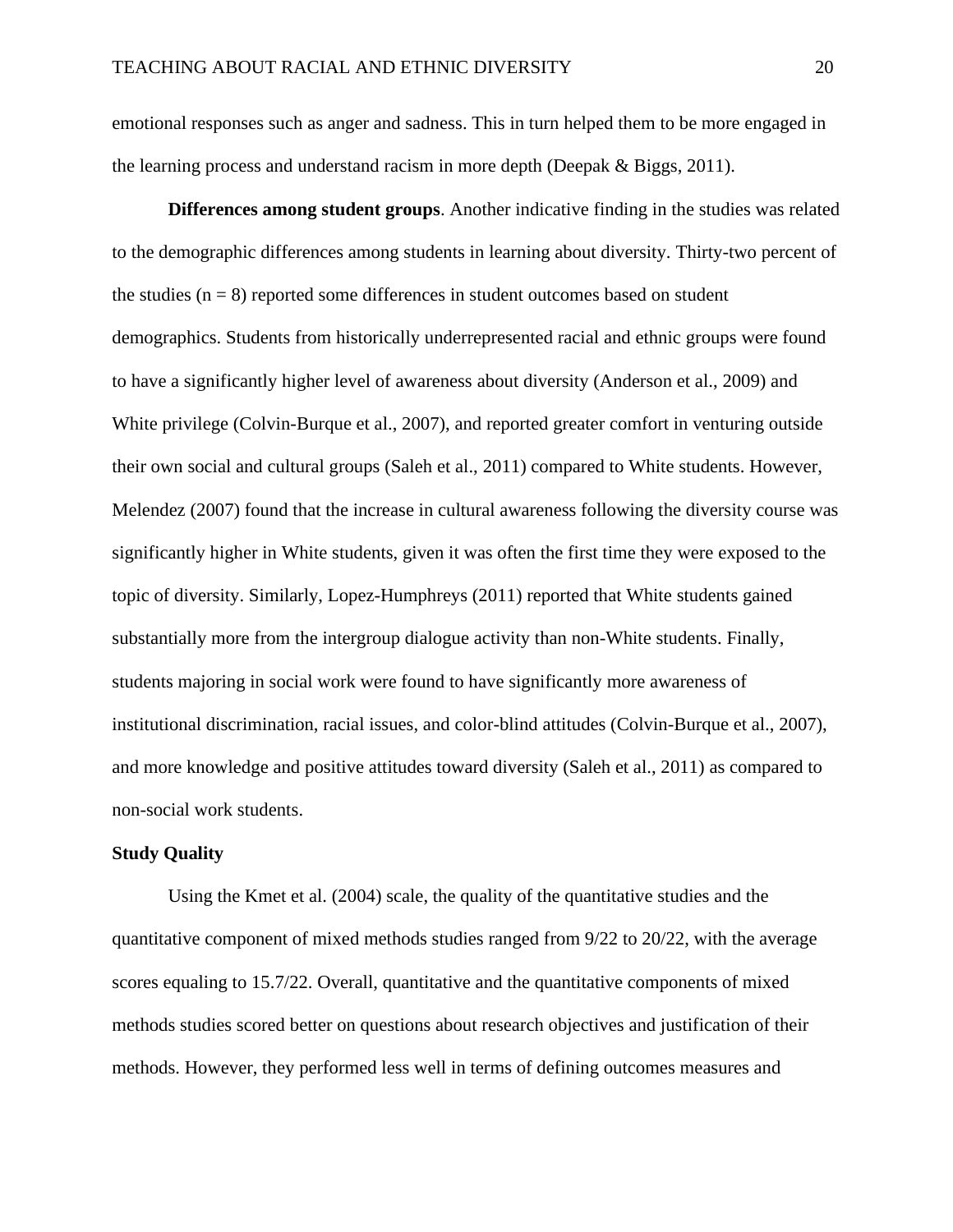emotional responses such as anger and sadness. This in turn helped them to be more engaged in the learning process and understand racism in more depth (Deepak & Biggs, 2011).

**Differences among student groups**. Another indicative finding in the studies was related to the demographic differences among students in learning about diversity. Thirty-two percent of the studies (n = 8) reported some differences in student outcomes based on student demographics. Students from historically underrepresented racial and ethnic groups were found to have a significantly higher level of awareness about diversity (Anderson et al., 2009) and White privilege (Colvin-Burque et al., 2007), and reported greater comfort in venturing outside their own social and cultural groups (Saleh et al., 2011) compared to White students. However, Melendez (2007) found that the increase in cultural awareness following the diversity course was significantly higher in White students, given it was often the first time they were exposed to the topic of diversity. Similarly, Lopez-Humphreys (2011) reported that White students gained substantially more from the intergroup dialogue activity than non-White students. Finally, students majoring in social work were found to have significantly more awareness of institutional discrimination, racial issues, and color-blind attitudes (Colvin-Burque et al., 2007), and more knowledge and positive attitudes toward diversity (Saleh et al., 2011) as compared to non-social work students.

## Study Quality

Using the Kmet et al. (2004) scale, the quality of the quantitative studies and the quantitative component of mixed methods studies ranged from 9/22 to 20/22, with the average scores equaling to 15.7/22. Overall, quantitative and the quantitative components of mixed methods studies scored better on questions about research objectives and justification of their methods. However, they performed less well in terms of defining outcomes measures and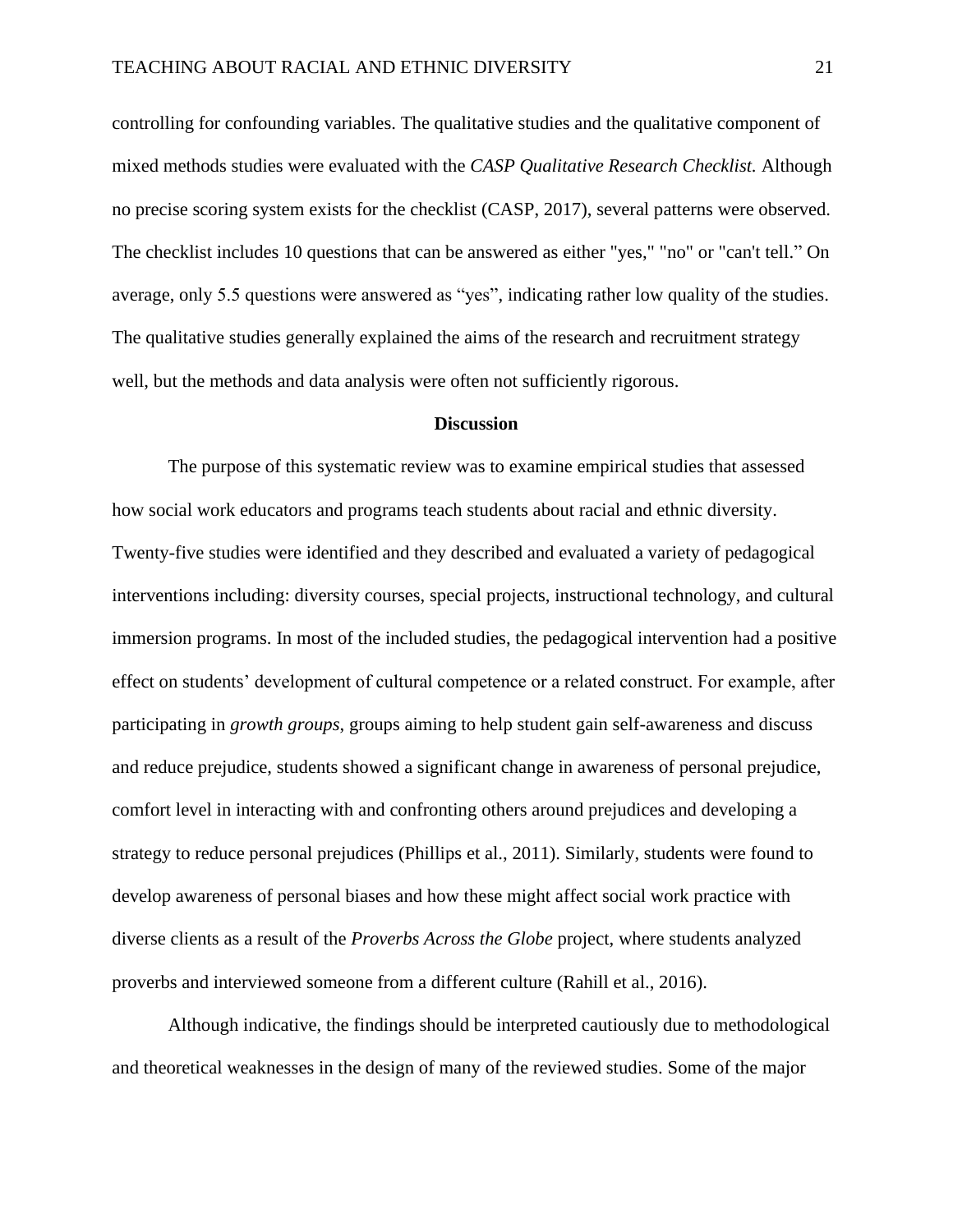controlling for confounding variables. The qualitative studies and the qualitative component of mixed methods studies were evaluated with the *CASP Qualitative Research Checklist.* Although no precise scoring system exists for the checklist (CASP, 2017), several patterns were observed. The checklist includes 10 questions that can be answered as either "yes," "no" or "can't tell." On average, only 5.5 questions were answered as "yes", indicating rather low quality of the studies. The qualitative studies generally explained the aims of the research and recruitment strategy well, but the methods and data analysis were often not sufficiently rigorous.

## Discussion

The purpose of this systematic review was to examine empirical studies that assessed how social work educators and programs teach students about racial and ethnic diversity. Twenty-five studies were identified and they described and evaluated a variety of pedagogical interventions including: diversity courses, special projects, instructional technology, and cultural immersion programs. In most of the included studies, the pedagogical intervention had a positive effect on students' development of cultural competence or a related construct. For example, after participating in *growth groups*, groups aiming to help student gain self-awareness and discuss and reduce prejudice, students showed a significant change in awareness of personal prejudice, comfort level in interacting with and confronting others around prejudices and developing a strategy to reduce personal prejudices (Phillips et al., 2011). Similarly, students were found to develop awareness of personal biases and how these might affect social work practice with diverse clients as a result of the *Proverbs Across the Globe* project, where students analyzed proverbs and interviewed someone from a different culture (Rahill et al., 2016).

Although indicative, the findings should be interpreted cautiously due to methodological and theoretical weaknesses in the design of many of the reviewed studies. Some of the major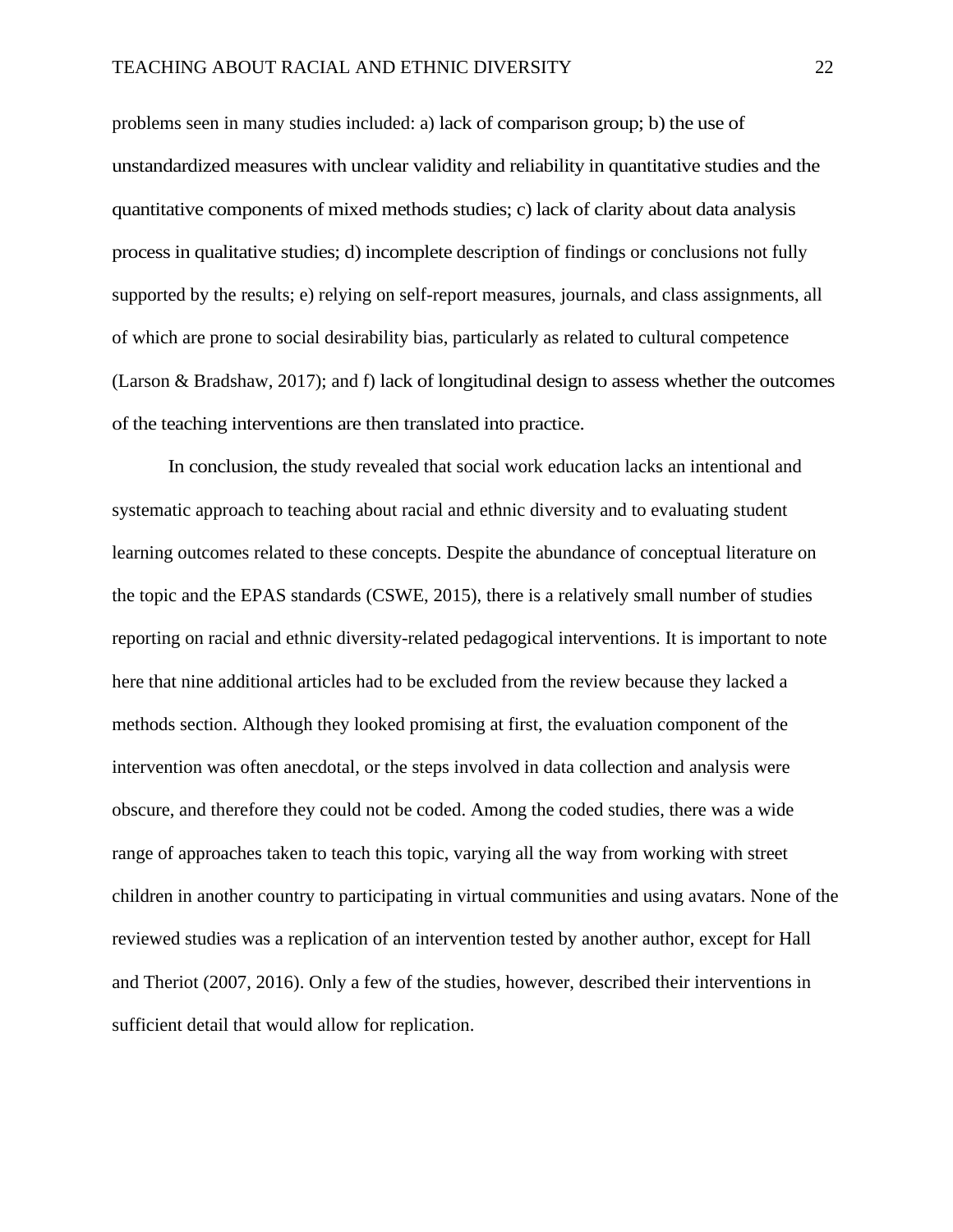problems seen in many studies included: a) lack of comparison group; b) the use of unstandardized measures with unclear validity and reliability in quantitative studies and the quantitative components of mixed methods studies; c) lack of clarity about data analysis process in qualitative studies; d) incomplete description of findings or conclusions not fully supported by the results; e) relying on self-report measures, journals, and class assignments, all of which are prone to social desirability bias, particularly as related to cultural competence (Larson & Bradshaw, 2017); and f) lack of longitudinal design to assess whether the outcomes of the teaching interventions are then translated into practice.

In conclusion, the study revealed that social work education lacks an intentional and systematic approach to teaching about racial and ethnic diversity and to evaluating student learning outcomes related to these concepts. Despite the abundance of conceptual literature on the topic and the EPAS standards (CSWE, 2015), there is a relatively small number of studies reporting on racial and ethnic diversity-related pedagogical interventions. It is important to note here that nine additional articles had to be excluded from the review because they lacked a methods section. Although they looked promising at first, the evaluation component of the intervention was often anecdotal, or the steps involved in data collection and analysis were obscure, and therefore they could not be coded. Among the coded studies, there was a wide range of approaches taken to teach this topic, varying all the way from working with street children in another country to participating in virtual communities and using avatars. None of the reviewed studies was a replication of an intervention tested by another author, except for Hall and Theriot (2007, 2016). Only a few of the studies, however, described their interventions in sufficient detail that would allow for replication.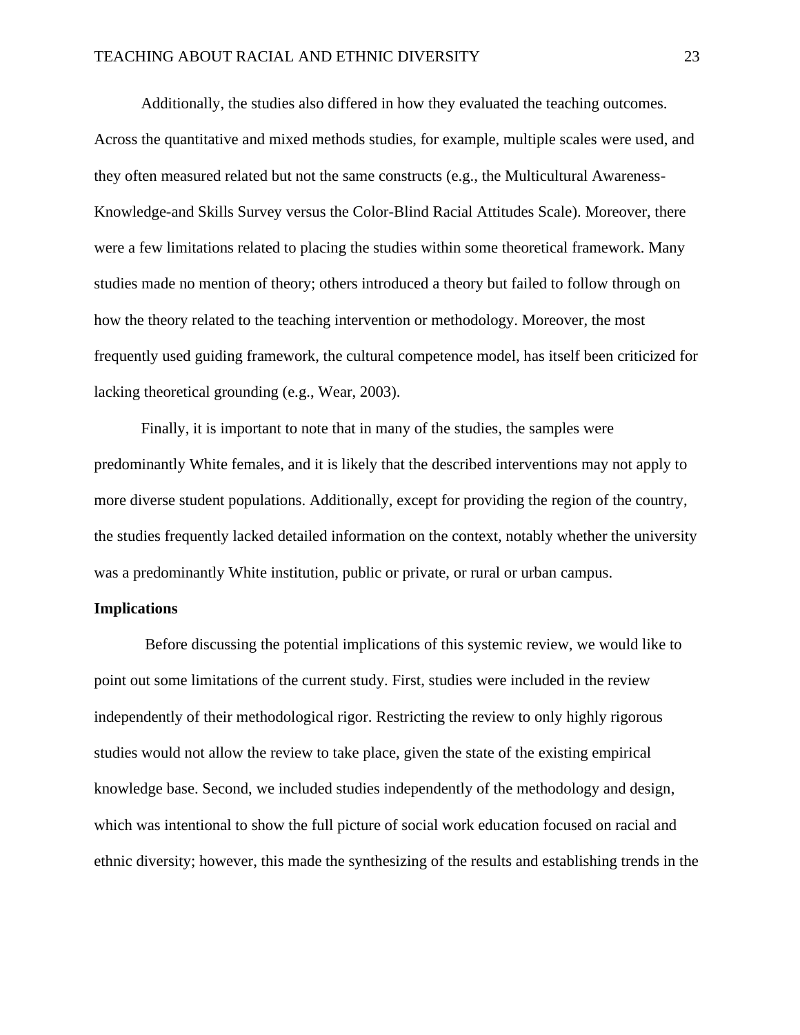Additionally, the studies also differed in how they evaluated the teaching outcomes. Across the quantitative and mixed methods studies, for example, multiple scales were used, and they often measured related but not the same constructs (e.g., the Multicultural Awareness-Knowledge-and Skills Survey versus the Color-Blind Racial Attitudes Scale). Moreover, there were a few limitations related to placing the studies within some theoretical framework. Many studies made no mention of theory; others introduced a theory but failed to follow through on how the theory related to the teaching intervention or methodology. Moreover, the most frequently used guiding framework, the cultural competence model, has itself been criticized for lacking theoretical grounding (e.g., Wear, 2003).

Finally, it is important to note that in many of the studies, the samples were predominantly White females, and it is likely that the described interventions may not apply to more diverse student populations. Additionally, except for providing the region of the country, the studies frequently lacked detailed information on the context, notably whether the university was a predominantly White institution, public or private, or rural or urban campus.

**Implications**

Before discussing the potential implications of this systemic review, we would like to point out some limitations of the current study. First, studies were included in the review independently of their methodological rigor. Restricting the review to only highly rigorous studies would not allow the review to take place, given the state of the existing empirical knowledge base. Second, we included studies independently of the methodology and design, which was intentional to show the full picture of social work education focused on racial and ethnic diversity; however, this made the synthesizing of the results and establishing trends in the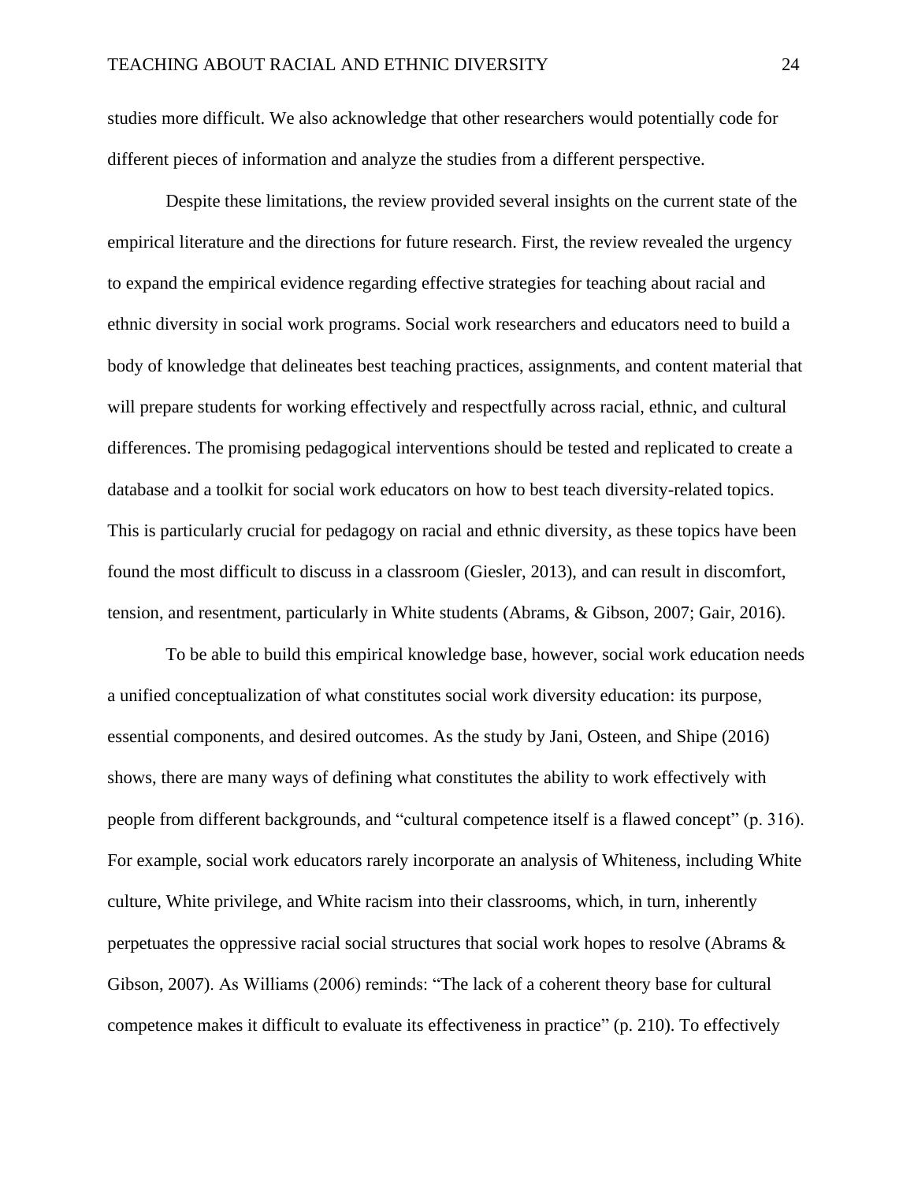studies more difficult. We also acknowledge that other researchers would potentially code for different pieces of information and analyze the studies from a different perspective.

Despite these limitations, the review provided several insights on the current state of the empirical literature and the directions for future research. First, the review revealed the urgency to expand the empirical evidence regarding effective strategies for teaching about racial and ethnic diversity in social work programs. Social work researchers and educators need to build a body of knowledge that delineates best teaching practices, assignments, and content material that will prepare students for working effectively and respectfully across racial, ethnic, and cultural differences. The promising pedagogical interventions should be tested and replicated to create a database and a toolkit for social work educators on how to best teach diversity-related topics. This is particularly crucial for pedagogy on racial and ethnic diversity, as these topics have been found the most difficult to discuss in a classroom (Giesler, 2013), and can result in discomfort, tension, and resentment, particularly in White students (Abrams, & Gibson, 2007; Gair, 2016).

To be able to build this empirical knowledge base, however, social work education needs a unified conceptualization of what constitutes social work diversity education: its purpose, essential components, and desired outcomes. As the study by Jani, Osteen, and Shipe (2016) shows, there are many ways of defining what constitutes the ability to work effectively with people from different backgrounds, and "cultural competence itself is a flawed concept" (p. 316). For example, social work educators rarely incorporate an analysis of Whiteness, including White culture, White privilege, and White racism into their classrooms, which, in turn, inherently perpetuates the oppressive racial social structures that social work hopes to resolve (Abrams & Gibson, 2007). As Williams (2006) reminds: "The lack of a coherent theory base for cultural competence makes it difficult to evaluate its effectiveness in practice" (p. 210). To effectively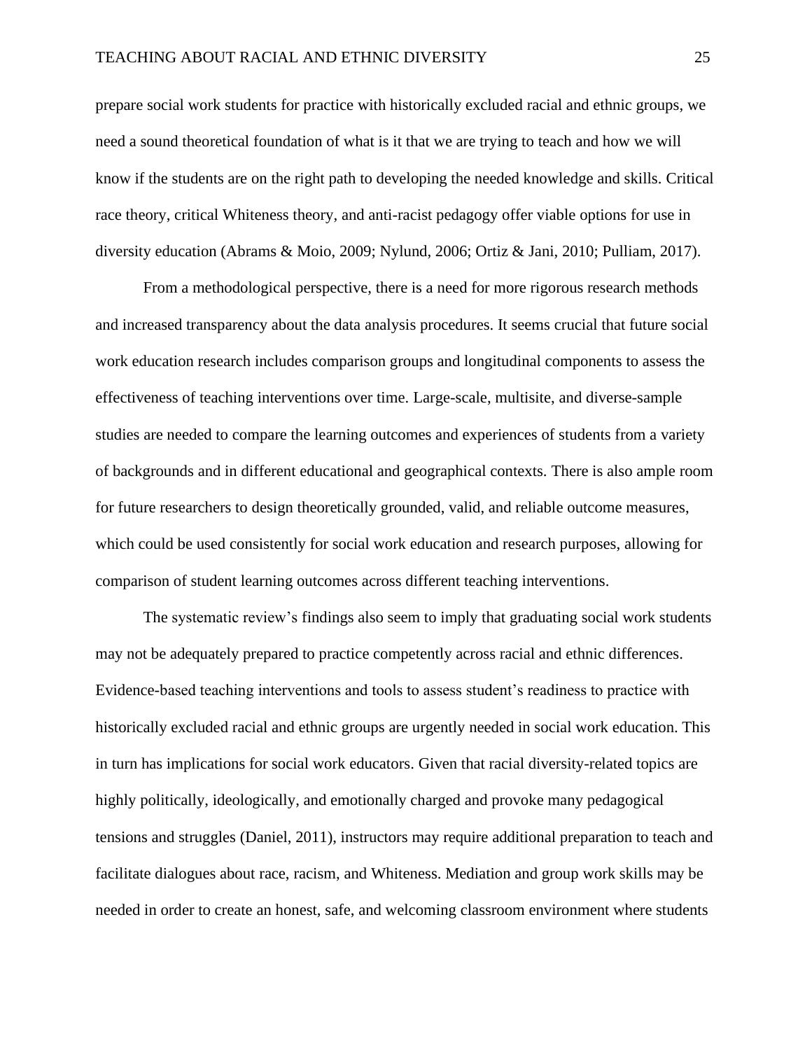prepare social work students for practice with historically excluded racial and ethnic groups, we need a sound theoretical foundation of what is it that we are trying to teach and how we will know if the students are on the right path to developing the needed knowledge and skills. Critical race theory, critical Whiteness theory, and anti-racist pedagogy offer viable options for use in diversity education (Abrams & Moio, 2009; Nylund, 2006; Ortiz & Jani, 2010; Pulliam, 2017).

From a methodological perspective, there is a need for more rigorous research methods and increased transparency about the data analysis procedures. It seems crucial that future social work education research includes comparison groups and longitudinal components to assess the effectiveness of teaching interventions over time. Large-scale, multisite, and diverse-sample studies are needed to compare the learning outcomes and experiences of students from a variety of backgrounds and in different educational and geographical contexts. There is also ample room for future researchers to design theoretically grounded, valid, and reliable outcome measures, which could be used consistently for social work education and research purposes, allowing for comparison of student learning outcomes across different teaching interventions.

The systematic review's findings also seem to imply that graduating social work students may not be adequately prepared to practice competently across racial and ethnic differences. Evidence-based teaching interventions and tools to assess student's readiness to practice with historically excluded racial and ethnic groups are urgently needed in social work education. This in turn has implications for social work educators. Given that racial diversity-related topics are highly politically, ideologically, and emotionally charged and provoke many pedagogical tensions and struggles (Daniel, 2011), instructors may require additional preparation to teach and facilitate dialogues about race, racism, and Whiteness. Mediation and group work skills may be needed in order to create an honest, safe, and welcoming classroom environment where students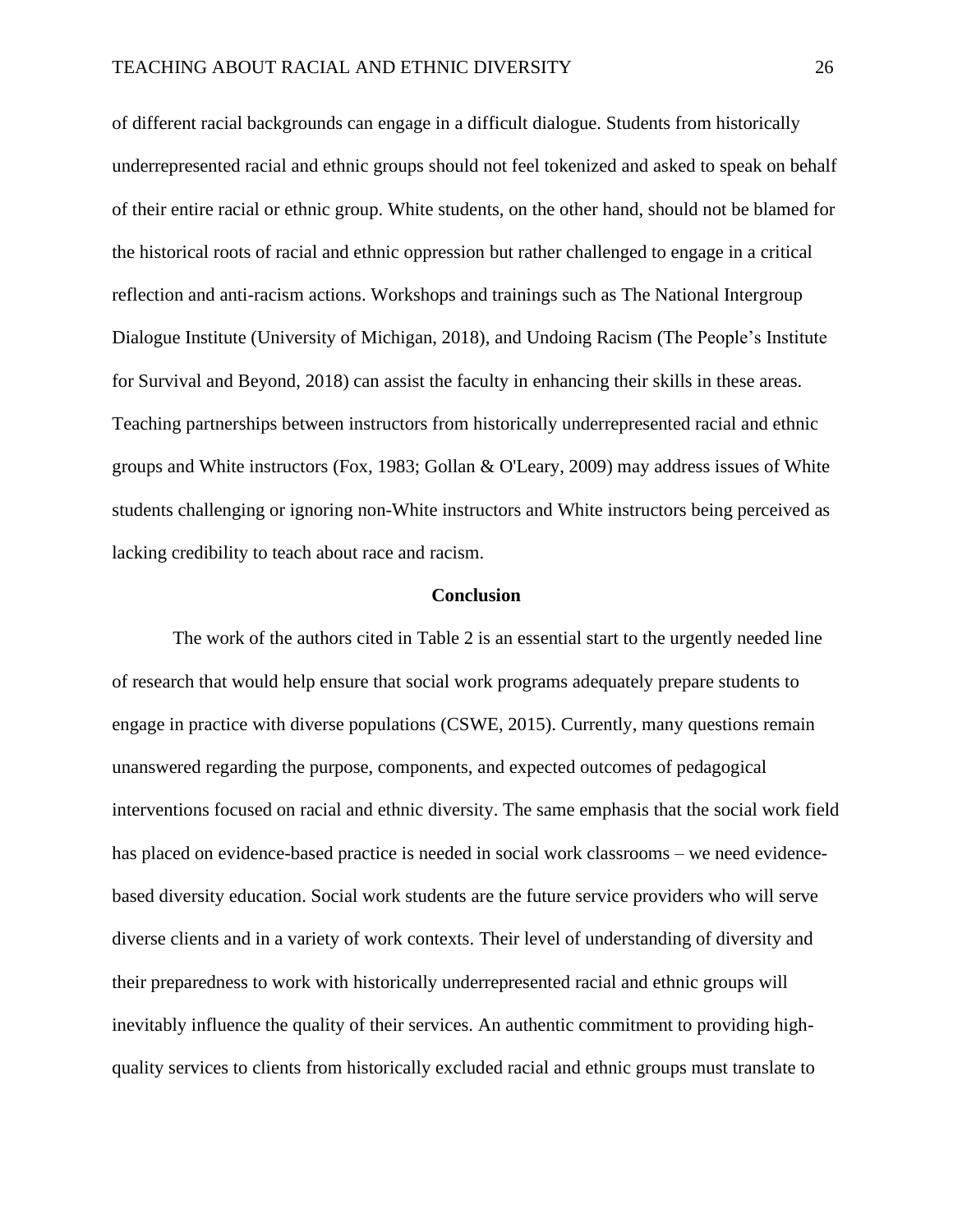of different racial backgrounds can engage in a difficult dialogue. Students from historically underrepresented racial and ethnic groups should not feel tokenized and asked to speak on behalf of their entire racial or ethnic group. White students, on the other hand, should not be blamed for the historical roots of racial and ethnic oppression but rather challenged to engage in a critical reflection and anti-racism actions. Workshops and trainings such as The National Intergroup Dialogue Institute (University of Michigan, 2018), and Undoing Racism (The People's Institute for Survival and Beyond, 2018) can assist the faculty in enhancing their skills in these areas. Teaching partnerships between instructors from historically underrepresented racial and ethnic groups and White instructors (Fox, 1983; Gollan & O'Leary, 2009) may address issues of White students challenging or ignoring non-White instructors and White instructors being perceived as lacking credibility to teach about race and racism.

## Conclusion

The work of the authors cited in Table 2 is an essential start to the urgently needed line of research that would help ensure that social work programs adequately prepare students to engage in practice with diverse populations (CSWE, 2015). Currently, many questions remain unanswered regarding the purpose, components, and expected outcomes of pedagogical interventions focused on racial and ethnic diversity. The same emphasis that the social work field has placed on evidence-based practice is needed in social work classrooms – we need evidence-based diversity education. Social work students are the future service providers who will serve diverse clients and in a variety of work contexts. Their level of understanding of diversity and their preparedness to work with historically underrepresented racial and ethnic groups will inevitably influence the quality of their services. An authentic commitment to providing high-quality services to clients from historically excluded racial and ethnic groups must translate to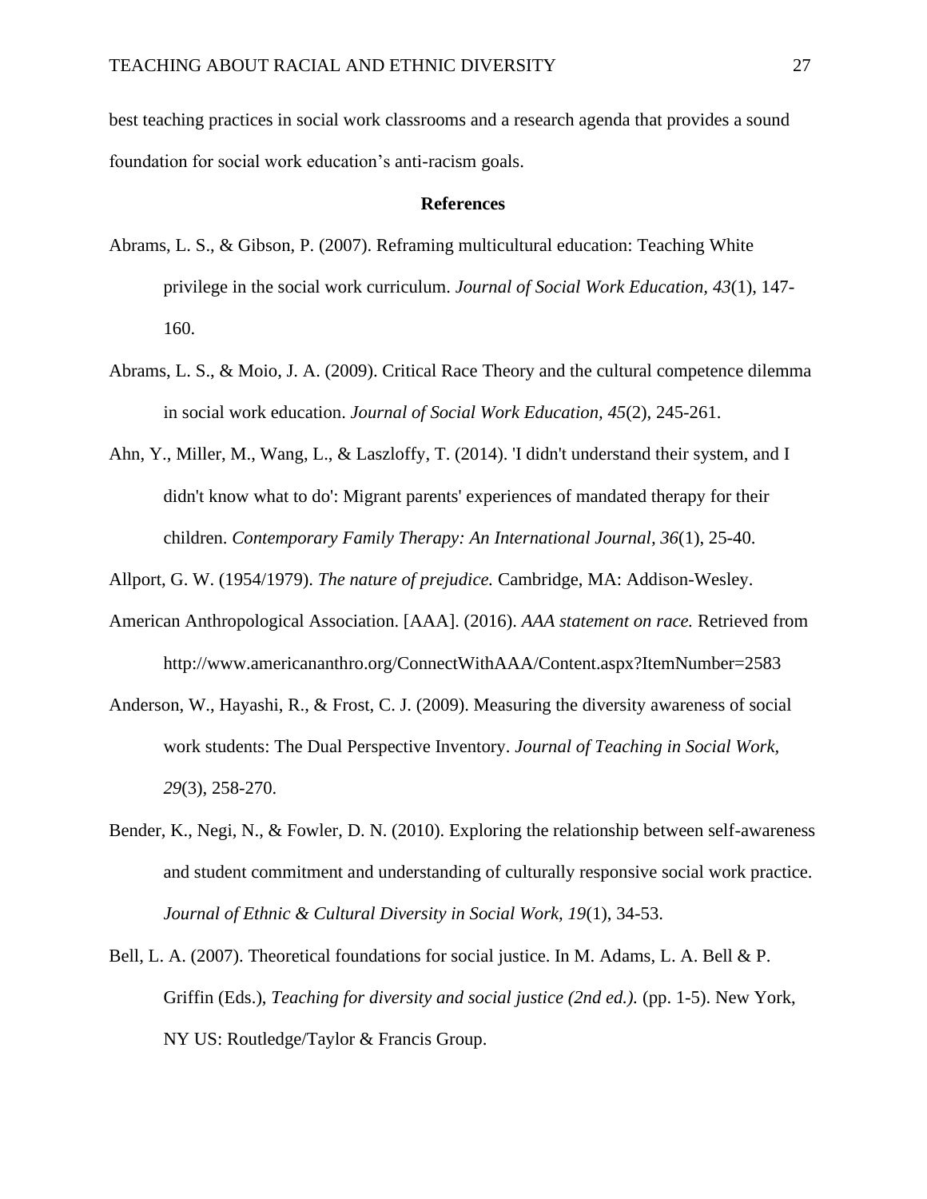best teaching practices in social work classrooms and a research agenda that provides a sound foundation for social work education's anti-racism goals.

## References

Abrams, L. S., & Gibson, P. (2007). Reframing multicultural education: Teaching White privilege in the social work curriculum. *Journal of Social Work Education*, *43*(1), 147-160.

Abrams, L. S., & Moio, J. A. (2009). Critical Race Theory and the cultural competence dilemma in social work education. *Journal of Social Work Education, 45*(2), 245-261.

Ahn, Y., Miller, M., Wang, L., & Laszloffy, T. (2014). 'I didn't understand their system, and I didn't know what to do': Migrant parents' experiences of mandated therapy for their children. *Contemporary Family Therapy: An International Journal, 36*(1), 25-40.

Allport, G. W. (1954/1979). *The nature of prejudice.* Cambridge, MA: Addison-Wesley.

American Anthropological Association. [AAA]. (2016). *AAA statement on race.* Retrieved from http://www.americananthro.org/ConnectWithAAA/Content.aspx?ItemNumber=2583

Anderson, W., Hayashi, R., & Frost, C. J. (2009). Measuring the diversity awareness of social work students: The Dual Perspective Inventory. *Journal of Teaching in Social Work, 29*(3), 258-270.

Bender, K., Negi, N., & Fowler, D. N. (2010). Exploring the relationship between self-awareness and student commitment and understanding of culturally responsive social work practice. *Journal of Ethnic & Cultural Diversity in Social Work, 19*(1), 34-53.

Bell, L. A. (2007). Theoretical foundations for social justice. In M. Adams, L. A. Bell & P. Griffin (Eds.), *Teaching for diversity and social justice (2nd ed.).* (pp. 1-5). New York, NY US: Routledge/Taylor & Francis Group.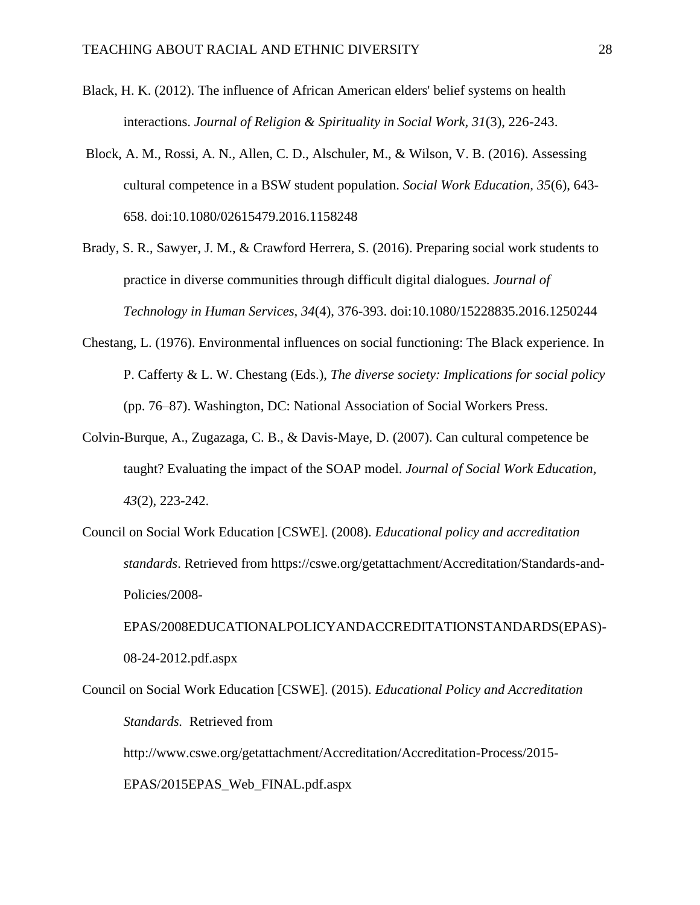Black, H. K. (2012). The influence of African American elders' belief systems on health interactions. *Journal of Religion & Spirituality in Social Work, 31*(3), 226-243.

Block, A. M., Rossi, A. N., Allen, C. D., Alschuler, M., & Wilson, V. B. (2016). Assessing cultural competence in a BSW student population. *Social Work Education, 35*(6), 643-658. doi:10.1080/02615479.2016.1158248

Brady, S. R., Sawyer, J. M., & Crawford Herrera, S. (2016). Preparing social work students to practice in diverse communities through difficult digital dialogues. *Journal of Technology in Human Services, 34*(4), 376-393. doi:10.1080/15228835.2016.1250244

Chestang, L. (1976). Environmental influences on social functioning: The Black experience. In P. Cafferty & L. W. Chestang (Eds.), *The diverse society: Implications for social policy* (pp. 76–87). Washington, DC: National Association of Social Workers Press.

Colvin-Burque, A., Zugazaga, C. B., & Davis-Maye, D. (2007). Can cultural competence be taught? Evaluating the impact of the SOAP model. *Journal of Social Work Education, 43*(2), 223-242.

Council on Social Work Education [CSWE]. (2008). *Educational policy and accreditation standards*. Retrieved from https://cswe.org/getattachment/Accreditation/Standards-and-Policies/2008-EPAS/2008EDUCATIONALPOLICYANDACCREDITATIONSTANDARDS(EPAS)-08-24-2012.pdf.aspx

Council on Social Work Education [CSWE]. (2015). *Educational Policy and Accreditation Standards.* Retrieved from http://www.cswe.org/getattachment/Accreditation/Accreditation-Process/2015-EPAS/2015EPAS_Web_FINAL.pdf.aspx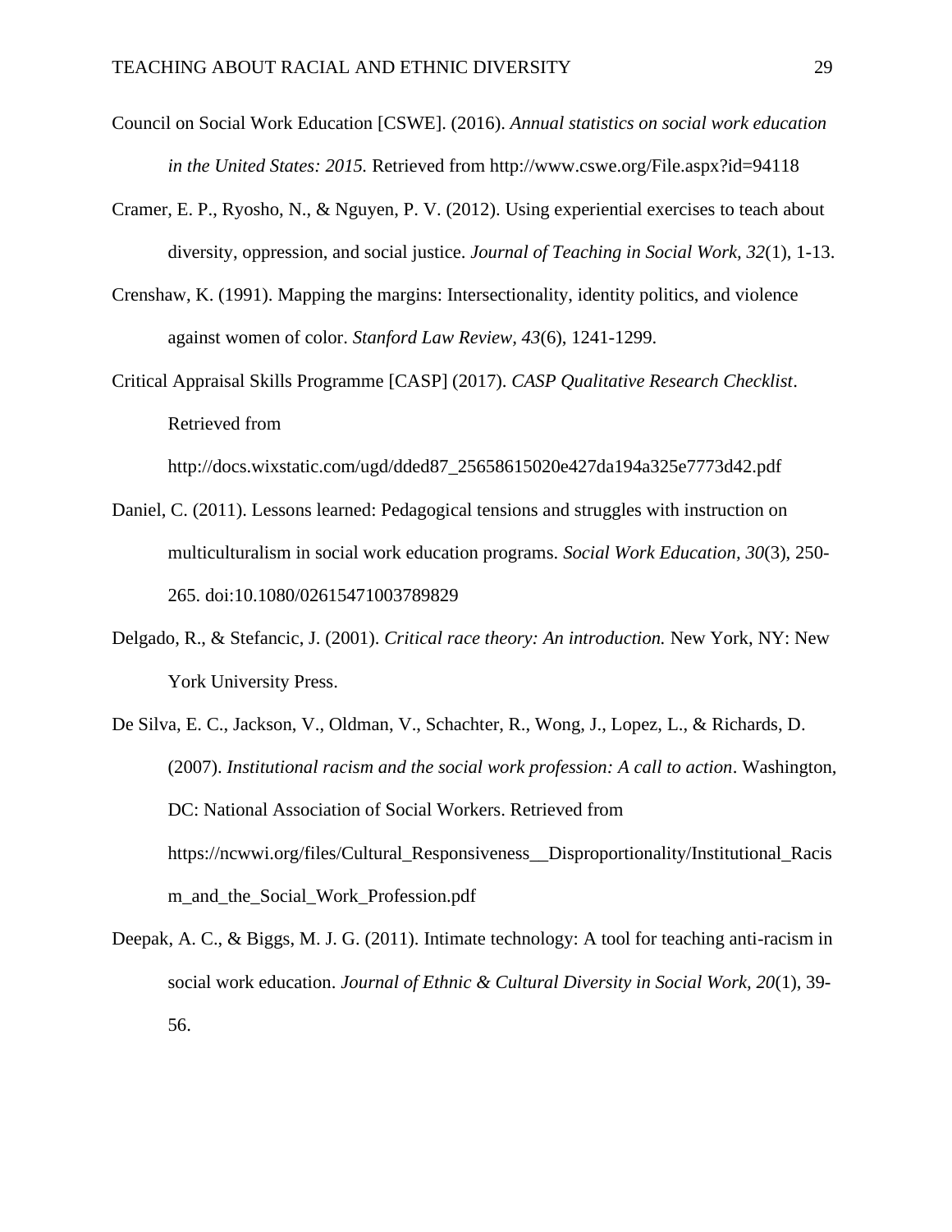Council on Social Work Education [CSWE]. (2016). *Annual statistics on social work education in the United States: 2015.* Retrieved from http://www.cswe.org/File.aspx?id=94118

Cramer, E. P., Ryosho, N., & Nguyen, P. V. (2012). Using experiential exercises to teach about diversity, oppression, and social justice. *Journal of Teaching in Social Work, 32*(1), 1-13.

Crenshaw, K. (1991). Mapping the margins: Intersectionality, identity politics, and violence against women of color. *Stanford Law Review, 43*(6), 1241-1299.

Critical Appraisal Skills Programme [CASP] (2017). *CASP Qualitative Research Checklist*. Retrieved from http://docs.wixstatic.com/ugd/dded87_25658615020e427da194a325e7773d42.pdf

Daniel, C. (2011). Lessons learned: Pedagogical tensions and struggles with instruction on multiculturalism in social work education programs. *Social Work Education, 30*(3), 250-265. doi:10.1080/02615471003789829

Delgado, R., & Stefancic, J. (2001). *Critical race theory: An introduction.* New York, NY: New York University Press.

De Silva, E. C., Jackson, V., Oldman, V., Schachter, R., Wong, J., Lopez, L., & Richards, D. (2007). *Institutional racism and the social work profession: A call to action*. Washington, DC: National Association of Social Workers. Retrieved from https://ncwwi.org/files/Cultural_Responsiveness__Disproportionality/Institutional_Racism_and_the_Social_Work_Profession.pdf

Deepak, A. C., & Biggs, M. J. G. (2011). Intimate technology: A tool for teaching anti-racism in social work education. *Journal of Ethnic & Cultural Diversity in Social Work, 20*(1), 39-56.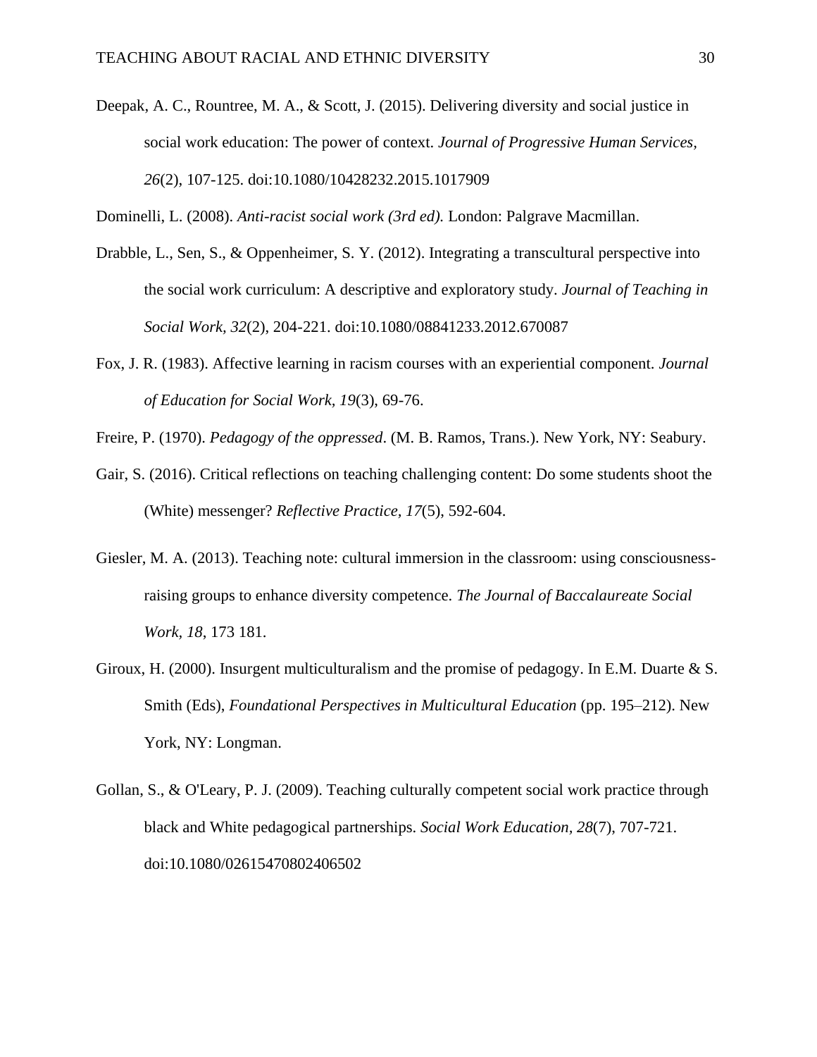Deepak, A. C., Rountree, M. A., & Scott, J. (2015). Delivering diversity and social justice in social work education: The power of context. *Journal of Progressive Human Services, 26*(2), 107-125. doi:10.1080/10428232.2015.1017909

Dominelli, L. (2008). *Anti-racist social work (3rd ed).* London: Palgrave Macmillan.

Drabble, L., Sen, S., & Oppenheimer, S. Y. (2012). Integrating a transcultural perspective into the social work curriculum: A descriptive and exploratory study. *Journal of Teaching in Social Work, 32*(2), 204-221. doi:10.1080/08841233.2012.670087

Fox, J. R. (1983). Affective learning in racism courses with an experiential component. *Journal of Education for Social Work, 19*(3), 69-76.

Freire, P. (1970). *Pedagogy of the oppressed*. (M. B. Ramos, Trans.). New York, NY: Seabury.

Gair, S. (2016). Critical reflections on teaching challenging content: Do some students shoot the (White) messenger? *Reflective Practice, 17*(5), 592-604.

Giesler, M. A. (2013). Teaching note: cultural immersion in the classroom: using consciousness-raising groups to enhance diversity competence. *The Journal of Baccalaureate Social Work*, *18*, 173 181.

Giroux, H. (2000). Insurgent multiculturalism and the promise of pedagogy. In E.M. Duarte & S. Smith (Eds), *Foundational Perspectives in Multicultural Education* (pp. 195–212). New York, NY: Longman.

Gollan, S., & O'Leary, P. J. (2009). Teaching culturally competent social work practice through black and White pedagogical partnerships. *Social Work Education, 28*(7), 707-721. doi:10.1080/02615470802406502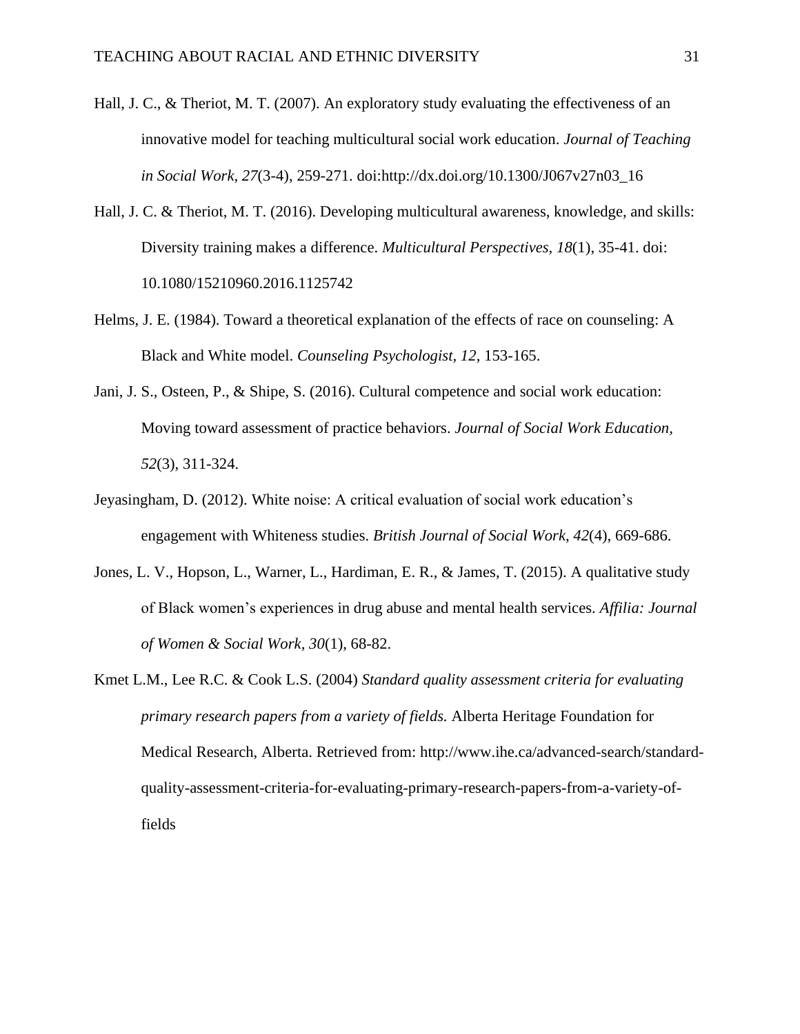Hall, J. C., & Theriot, M. T. (2007). An exploratory study evaluating the effectiveness of an innovative model for teaching multicultural social work education. *Journal of Teaching in Social Work, 27*(3-4), 259-271. doi:http://dx.doi.org/10.1300/J067v27n03_16

Hall, J. C. & Theriot, M. T. (2016). Developing multicultural awareness, knowledge, and skills: Diversity training makes a difference. *Multicultural Perspectives, 18*(1), 35-41. doi: 10.1080/15210960.2016.1125742

Helms, J. E. (1984). Toward a theoretical explanation of the effects of race on counseling: A Black and White model. *Counseling Psychologist, 12*, 153-165.

Jani, J. S., Osteen, P., & Shipe, S. (2016). Cultural competence and social work education: Moving toward assessment of practice behaviors. *Journal of Social Work Education, 52*(3), 311-324.

Jeyasingham, D. (2012). White noise: A critical evaluation of social work education's engagement with Whiteness studies. *British Journal of Social Work, 42*(4), 669-686.

Jones, L. V., Hopson, L., Warner, L., Hardiman, E. R., & James, T. (2015). A qualitative study of Black women's experiences in drug abuse and mental health services. *Affilia: Journal of Women & Social Work, 30*(1), 68-82.

Kmet L.M., Lee R.C. & Cook L.S. (2004) *Standard quality assessment criteria for evaluating primary research papers from a variety of fields.* Alberta Heritage Foundation for Medical Research, Alberta. Retrieved from: http://www.ihe.ca/advanced-search/standard-quality-assessment-criteria-for-evaluating-primary-research-papers-from-a-variety-of-fields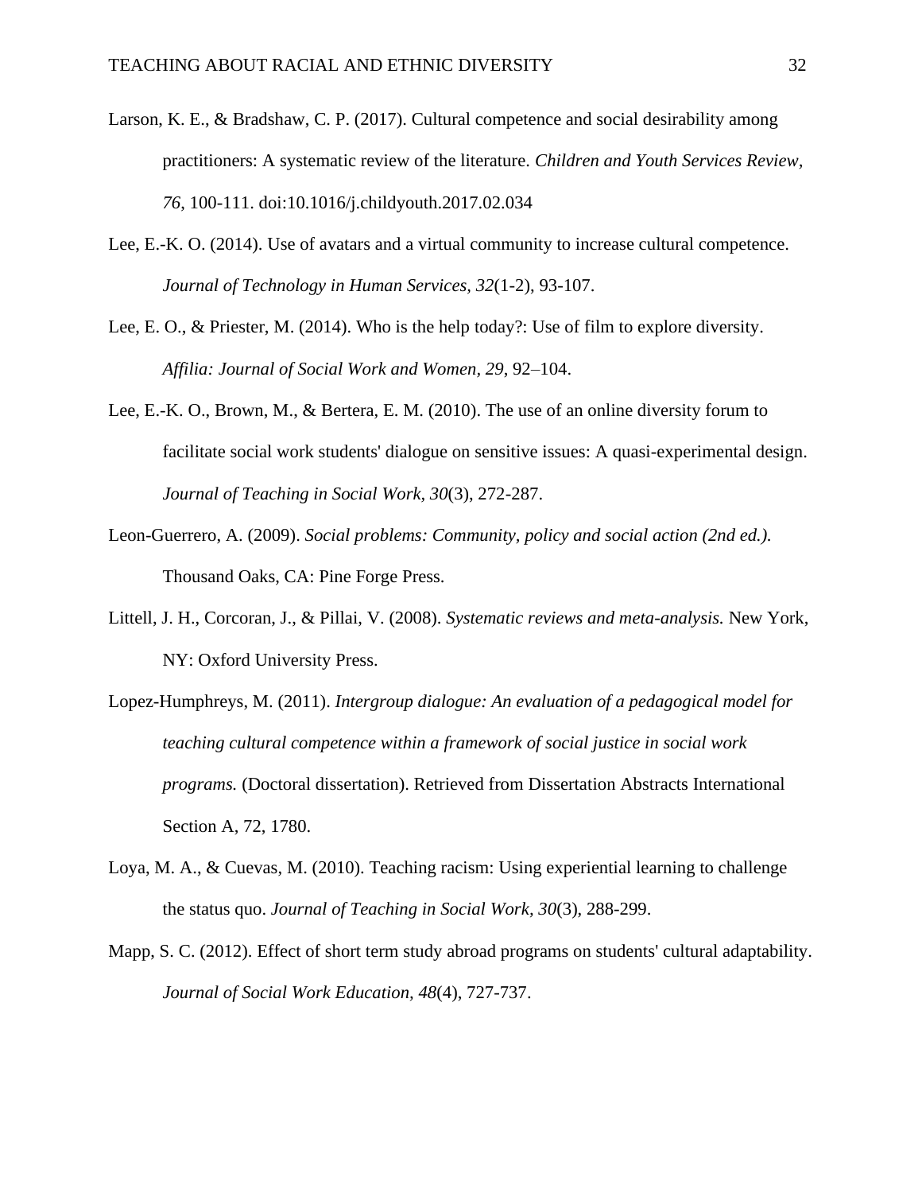Larson, K. E., & Bradshaw, C. P. (2017). Cultural competence and social desirability among practitioners: A systematic review of the literature. *Children and Youth Services Review, 76*, 100-111. doi:10.1016/j.childyouth.2017.02.034

Lee, E.-K. O. (2014). Use of avatars and a virtual community to increase cultural competence. *Journal of Technology in Human Services, 32*(1-2), 93-107.

Lee, E. O., & Priester, M. (2014). Who is the help today?: Use of film to explore diversity. *Affilia: Journal of Social Work and Women, 29*, 92–104.

Lee, E.-K. O., Brown, M., & Bertera, E. M. (2010). The use of an online diversity forum to facilitate social work students' dialogue on sensitive issues: A quasi-experimental design. *Journal of Teaching in Social Work, 30*(3), 272-287.

Leon-Guerrero, A. (2009). *Social problems: Community, policy and social action (2nd ed.).* Thousand Oaks, CA: Pine Forge Press.

Littell, J. H., Corcoran, J., & Pillai, V. (2008). *Systematic reviews and meta-analysis.* New York, NY: Oxford University Press.

Lopez-Humphreys, M. (2011). *Intergroup dialogue: An evaluation of a pedagogical model for teaching cultural competence within a framework of social justice in social work programs.* (Doctoral dissertation). Retrieved from Dissertation Abstracts International Section A, 72, 1780.

Loya, M. A., & Cuevas, M. (2010). Teaching racism: Using experiential learning to challenge the status quo. *Journal of Teaching in Social Work, 30*(3), 288-299.

Mapp, S. C. (2012). Effect of short term study abroad programs on students' cultural adaptability. *Journal of Social Work Education, 48*(4), 727-737.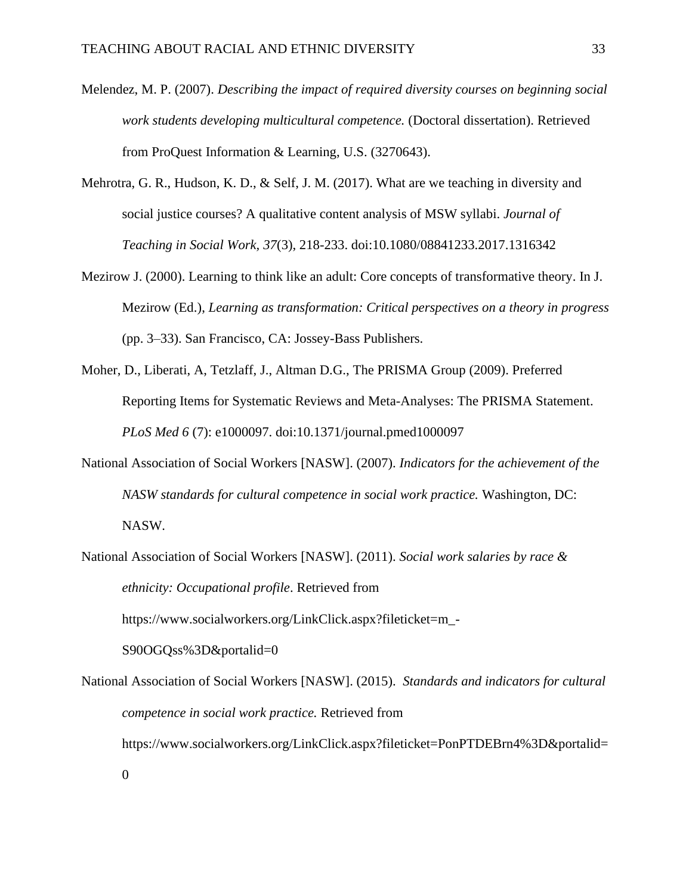Melendez, M. P. (2007). *Describing the impact of required diversity courses on beginning social work students developing multicultural competence.* (Doctoral dissertation). Retrieved from ProQuest Information & Learning, U.S. (3270643).

Mehrotra, G. R., Hudson, K. D., & Self, J. M. (2017). What are we teaching in diversity and social justice courses? A qualitative content analysis of MSW syllabi. *Journal of Teaching in Social Work, 37*(3), 218-233. doi:10.1080/08841233.2017.1316342

Mezirow J. (2000). Learning to think like an adult: Core concepts of transformative theory. In J. Mezirow (Ed.), *Learning as transformation: Critical perspectives on a theory in progress* (pp. 3–33). San Francisco, CA: Jossey-Bass Publishers.

Moher, D., Liberati, A, Tetzlaff, J., Altman D.G., The PRISMA Group (2009). Preferred Reporting Items for Systematic Reviews and Meta-Analyses: The PRISMA Statement. *PLoS Med 6* (7): e1000097. doi:10.1371/journal.pmed1000097

National Association of Social Workers [NASW]. (2007). *Indicators for the achievement of the NASW standards for cultural competence in social work practice.* Washington, DC: NASW.

National Association of Social Workers [NASW]. (2011). *Social work salaries by race & ethnicity: Occupational profile*. Retrieved from https://www.socialworkers.org/LinkClick.aspx?fileticket=m_-S90OGQss%3D&portalid=0

National Association of Social Workers [NASW]. (2015). *Standards and indicators for cultural competence in social work practice.* Retrieved from https://www.socialworkers.org/LinkClick.aspx?fileticket=PonPTDEBrn4%3D&portalid=0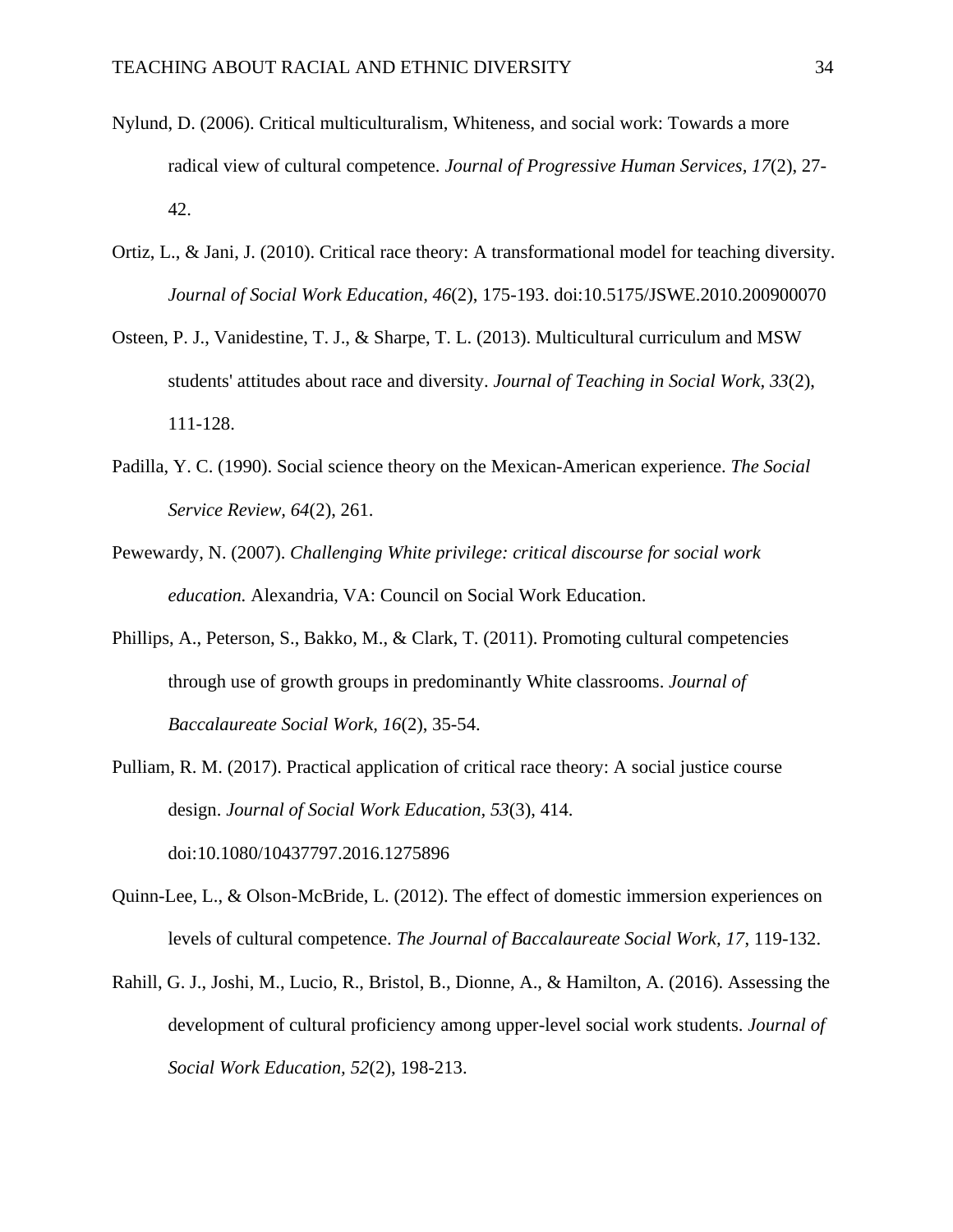Nylund, D. (2006). Critical multiculturalism, Whiteness, and social work: Towards a more radical view of cultural competence. *Journal of Progressive Human Services, 17*(2), 27-42.

Ortiz, L., & Jani, J. (2010). Critical race theory: A transformational model for teaching diversity. *Journal of Social Work Education, 46*(2), 175-193. doi:10.5175/JSWE.2010.200900070

Osteen, P. J., Vanidestine, T. J., & Sharpe, T. L. (2013). Multicultural curriculum and MSW students' attitudes about race and diversity. *Journal of Teaching in Social Work, 33*(2), 111-128.

Padilla, Y. C. (1990). Social science theory on the Mexican-American experience. *The Social Service Review, 64*(2), 261.

Pewewardy, N. (2007). *Challenging White privilege: critical discourse for social work education.* Alexandria, VA: Council on Social Work Education.

Phillips, A., Peterson, S., Bakko, M., & Clark, T. (2011). Promoting cultural competencies through use of growth groups in predominantly White classrooms. *Journal of Baccalaureate Social Work, 16*(2), 35-54.

Pulliam, R. M. (2017). Practical application of critical race theory: A social justice course design. *Journal of Social Work Education, 53*(3), 414. doi:10.1080/10437797.2016.1275896

Quinn-Lee, L., & Olson-McBride, L. (2012). The effect of domestic immersion experiences on levels of cultural competence. *The Journal of Baccalaureate Social Work, 17,* 119-132.

Rahill, G. J., Joshi, M., Lucio, R., Bristol, B., Dionne, A., & Hamilton, A. (2016). Assessing the development of cultural proficiency among upper-level social work students. *Journal of Social Work Education, 52*(2), 198-213.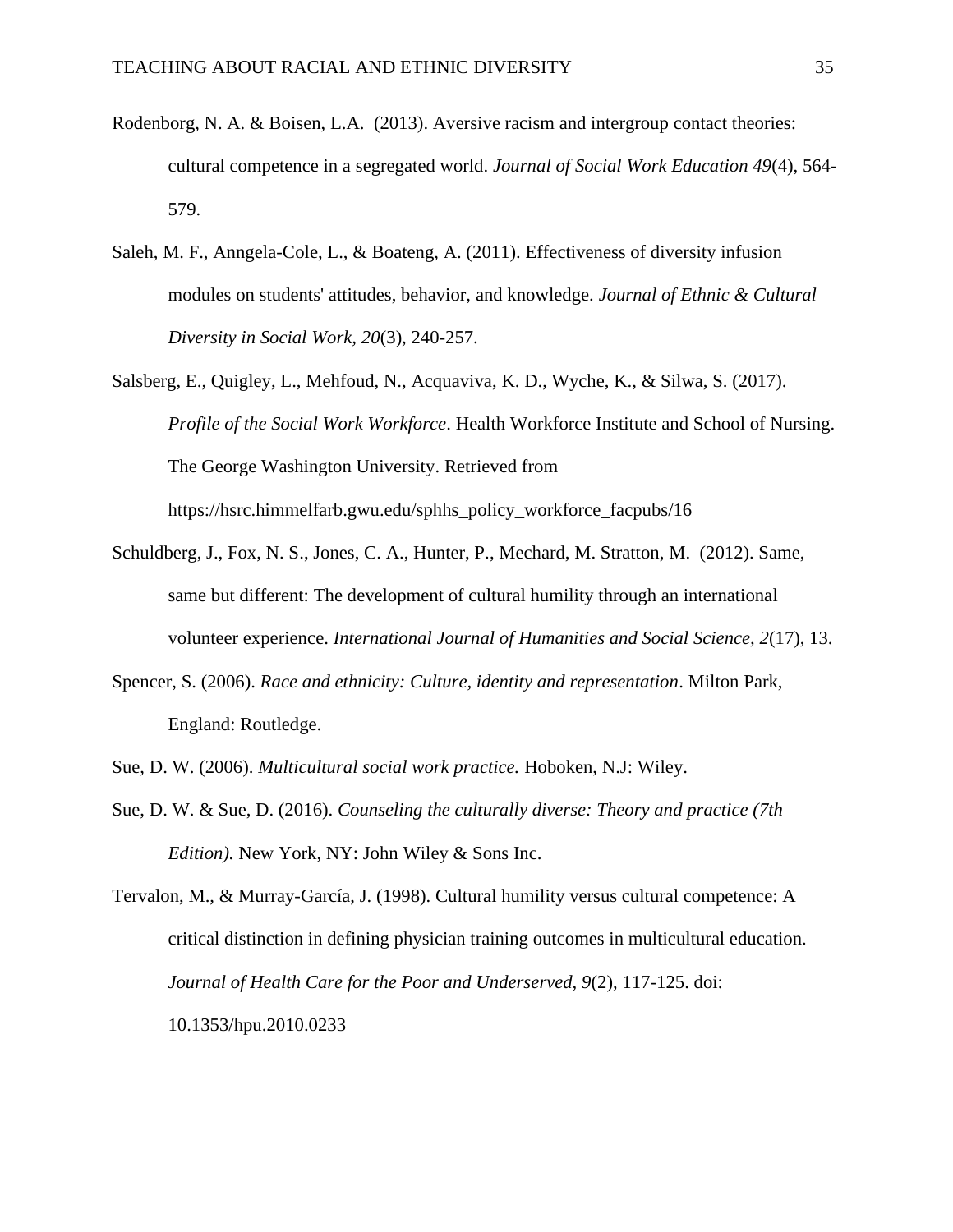Rodenborg, N. A. & Boisen, L.A.  (2013). Aversive racism and intergroup contact theories: cultural competence in a segregated world. *Journal of Social Work Education 49*(4), 564-579.

Saleh, M. F., Anngela-Cole, L., & Boateng, A. (2011). Effectiveness of diversity infusion modules on students' attitudes, behavior, and knowledge. *Journal of Ethnic & Cultural Diversity in Social Work, 20*(3), 240-257.

Salsberg, E., Quigley, L., Mehfoud, N., Acquaviva, K. D., Wyche, K., & Silwa, S. (2017). *Profile of the Social Work Workforce*. Health Workforce Institute and School of Nursing. The George Washington University. Retrieved from https://hsrc.himmelfarb.gwu.edu/sphhs_policy_workforce_facpubs/16

Schuldberg, J., Fox, N. S., Jones, C. A., Hunter, P., Mechard, M. Stratton, M.  (2012). Same, same but different: The development of cultural humility through an international volunteer experience. *International Journal of Humanities and Social Science, 2*(17), 13.

Spencer, S. (2006). *Race and ethnicity: Culture, identity and representation*. Milton Park, England: Routledge.

Sue, D. W. (2006). *Multicultural social work practice.* Hoboken, N.J: Wiley.

Sue, D. W. & Sue, D. (2016). *Counseling the culturally diverse: Theory and practice (7th Edition).* New York, NY: John Wiley & Sons Inc.

Tervalon, M., & Murray-García, J. (1998). Cultural humility versus cultural competence: A critical distinction in defining physician training outcomes in multicultural education. *Journal of Health Care for the Poor and Underserved, 9*(2), 117-125. doi: 10.1353/hpu.2010.0233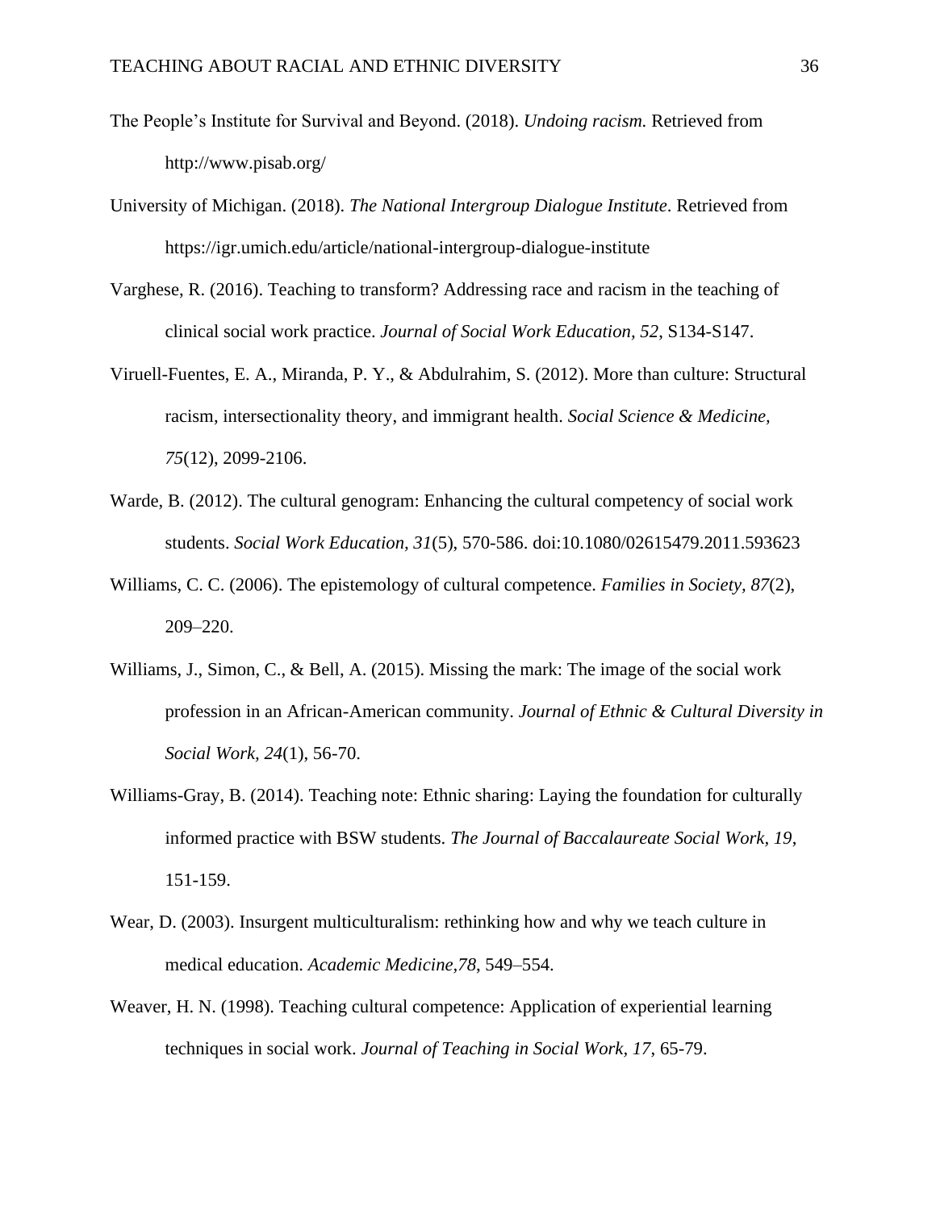The People's Institute for Survival and Beyond. (2018). *Undoing racism.* Retrieved from http://www.pisab.org/

University of Michigan. (2018). *The National Intergroup Dialogue Institute*. Retrieved from https://igr.umich.edu/article/national-intergroup-dialogue-institute

Varghese, R. (2016). Teaching to transform? Addressing race and racism in the teaching of clinical social work practice. *Journal of Social Work Education, 52*, S134-S147.

Viruell-Fuentes, E. A., Miranda, P. Y., & Abdulrahim, S. (2012). More than culture: Structural racism, intersectionality theory, and immigrant health. *Social Science & Medicine, 75*(12), 2099-2106.

Warde, B. (2012). The cultural genogram: Enhancing the cultural competency of social work students. *Social Work Education, 31*(5), 570-586. doi:10.1080/02615479.2011.593623

Williams, C. C. (2006). The epistemology of cultural competence. *Families in Society, 87*(2), 209–220.

Williams, J., Simon, C., & Bell, A. (2015). Missing the mark: The image of the social work profession in an African-American community. *Journal of Ethnic & Cultural Diversity in Social Work, 24*(1), 56-70.

Williams-Gray, B. (2014). Teaching note: Ethnic sharing: Laying the foundation for culturally informed practice with BSW students. *The Journal of Baccalaureate Social Work, 19*, 151-159.

Wear, D. (2003). Insurgent multiculturalism: rethinking how and why we teach culture in medical education. *Academic Medicine,78*, 549–554.

Weaver, H. N. (1998). Teaching cultural competence: Application of experiential learning techniques in social work. *Journal of Teaching in Social Work, 17*, 65-79.